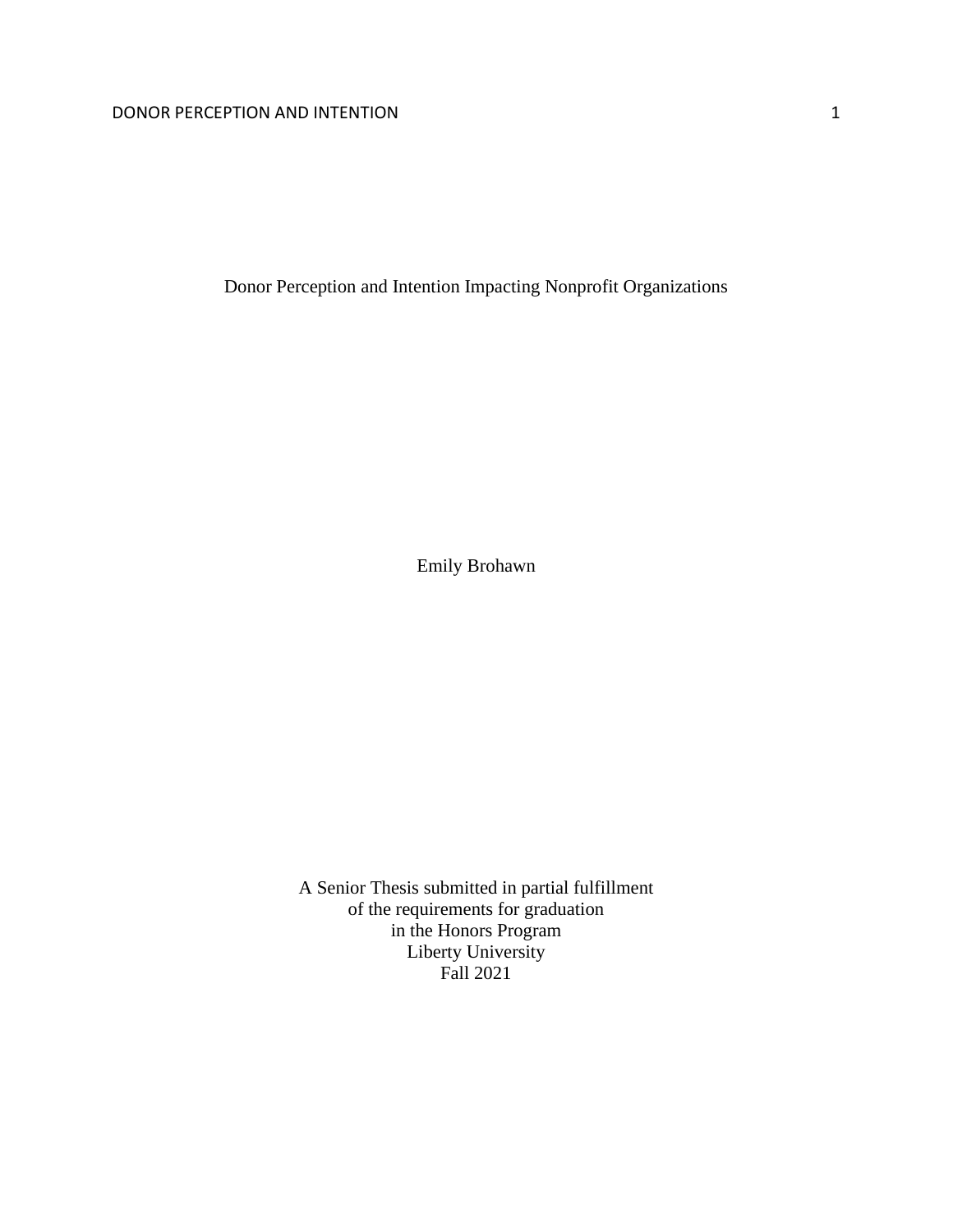# Donor Perception and Intention Impacting Nonprofit Organizations

Emily Brohawn

A Senior Thesis submitted in partial fulfillment
of the requirements for graduation
in the Honors Program
Liberty University
Fall 2021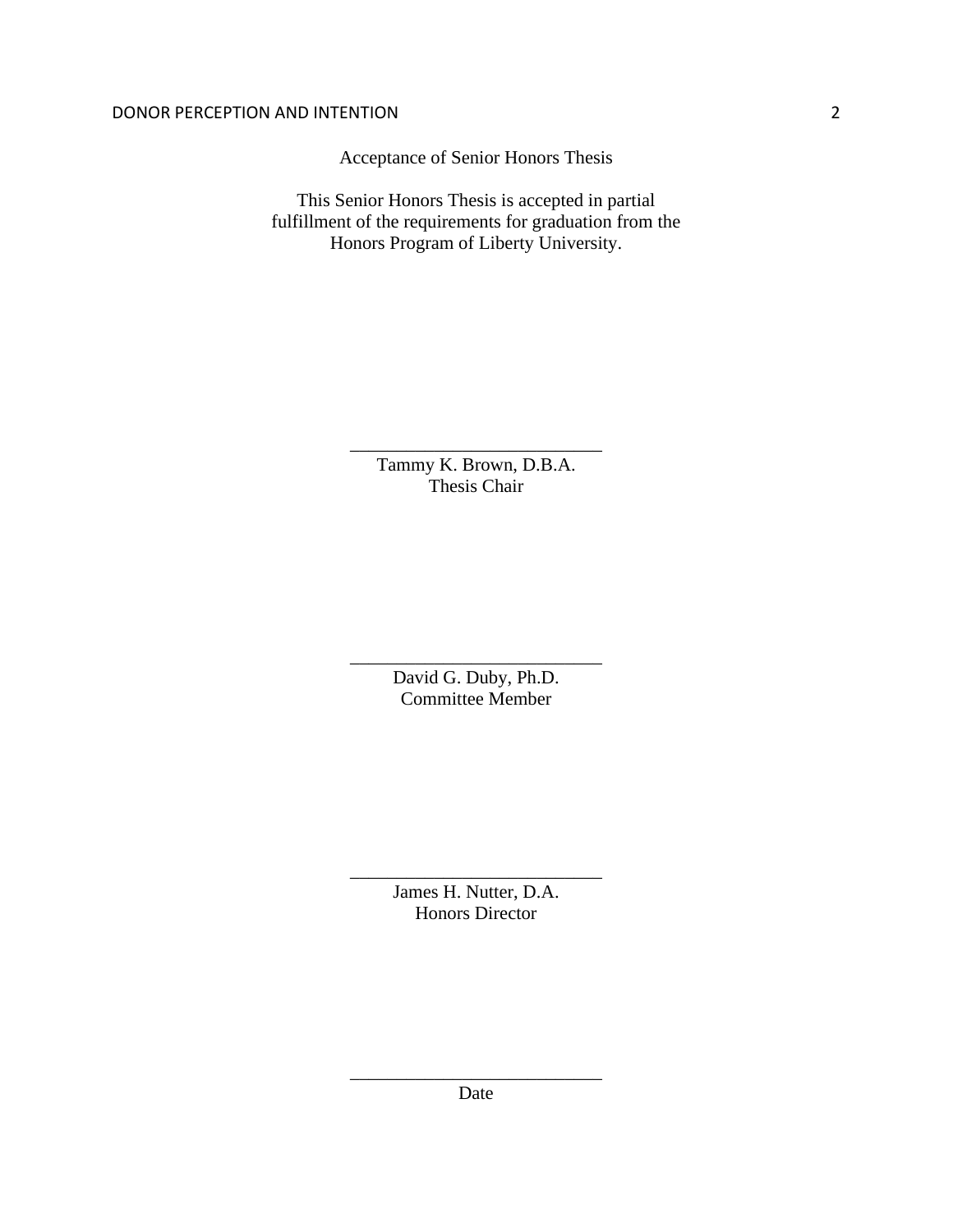Acceptance of Senior Honors Thesis

This Senior Honors Thesis is accepted in partial fulfillment of the requirements for graduation from the Honors Program of Liberty University.

______________________________
Tammy K. Brown, D.B.A.
Thesis Chair

______________________________
David G. Duby, Ph.D.
Committee Member

______________________________
James H. Nutter, D.A.
Honors Director

______________________________
Date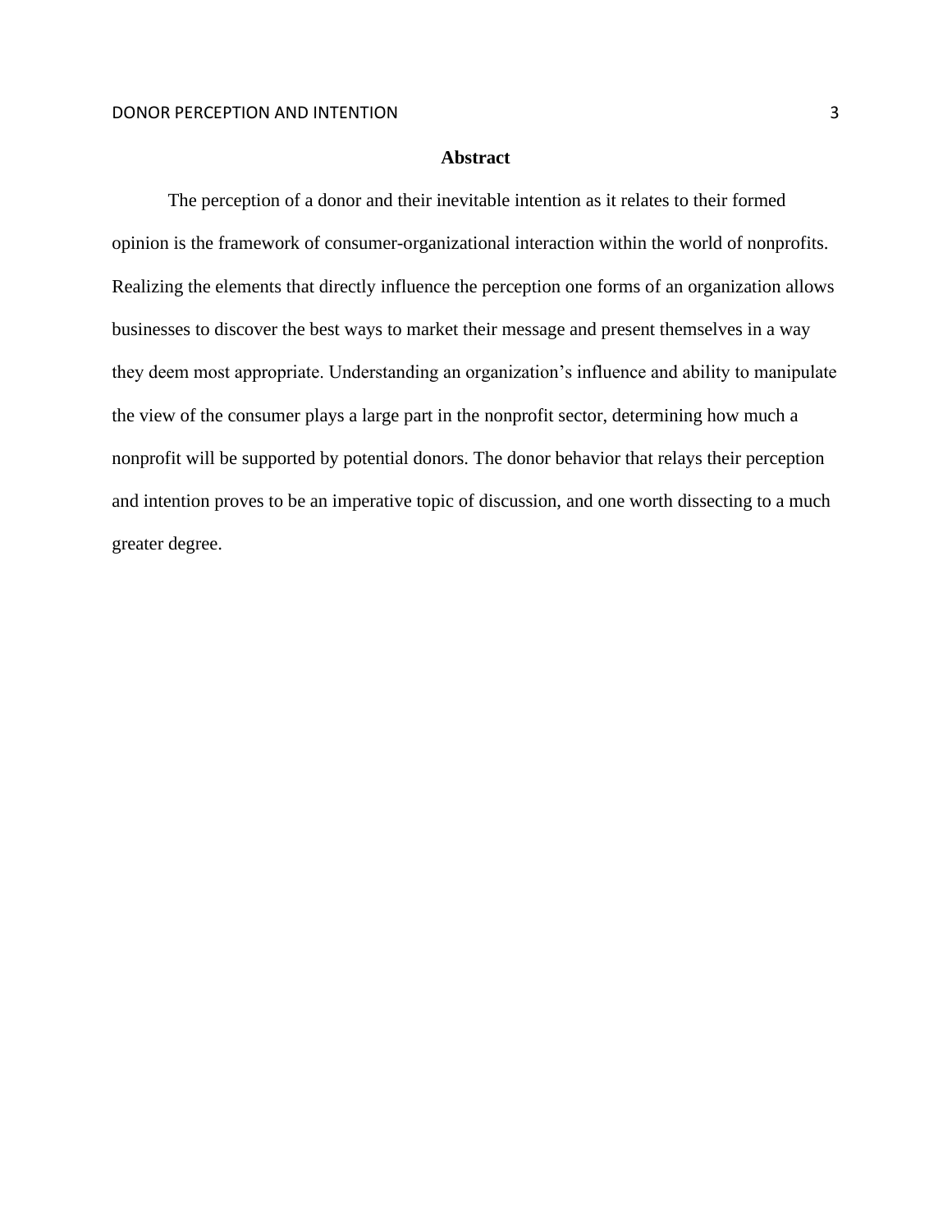# Abstract

The perception of a donor and their inevitable intention as it relates to their formed opinion is the framework of consumer-organizational interaction within the world of nonprofits. Realizing the elements that directly influence the perception one forms of an organization allows businesses to discover the best ways to market their message and present themselves in a way they deem most appropriate. Understanding an organization's influence and ability to manipulate the view of the consumer plays a large part in the nonprofit sector, determining how much a nonprofit will be supported by potential donors. The donor behavior that relays their perception and intention proves to be an imperative topic of discussion, and one worth dissecting to a much greater degree.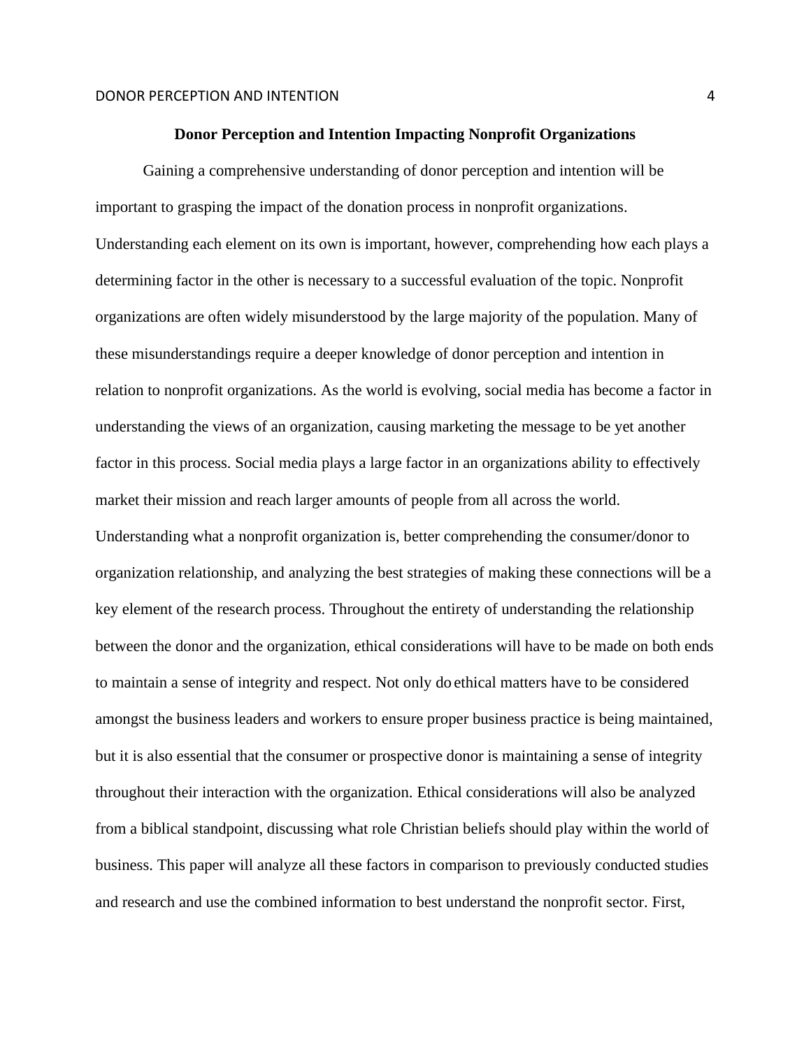**Donor Perception and Intention Impacting Nonprofit Organizations**

Gaining a comprehensive understanding of donor perception and intention will be important to grasping the impact of the donation process in nonprofit organizations. Understanding each element on its own is important, however, comprehending how each plays a determining factor in the other is necessary to a successful evaluation of the topic. Nonprofit organizations are often widely misunderstood by the large majority of the population. Many of these misunderstandings require a deeper knowledge of donor perception and intention in relation to nonprofit organizations. As the world is evolving, social media has become a factor in understanding the views of an organization, causing marketing the message to be yet another factor in this process. Social media plays a large factor in an organizations ability to effectively market their mission and reach larger amounts of people from all across the world. Understanding what a nonprofit organization is, better comprehending the consumer/donor to organization relationship, and analyzing the best strategies of making these connections will be a key element of the research process. Throughout the entirety of understanding the relationship between the donor and the organization, ethical considerations will have to be made on both ends to maintain a sense of integrity and respect. Not only do ethical matters have to be considered amongst the business leaders and workers to ensure proper business practice is being maintained, but it is also essential that the consumer or prospective donor is maintaining a sense of integrity throughout their interaction with the organization. Ethical considerations will also be analyzed from a biblical standpoint, discussing what role Christian beliefs should play within the world of business. This paper will analyze all these factors in comparison to previously conducted studies and research and use the combined information to best understand the nonprofit sector. First,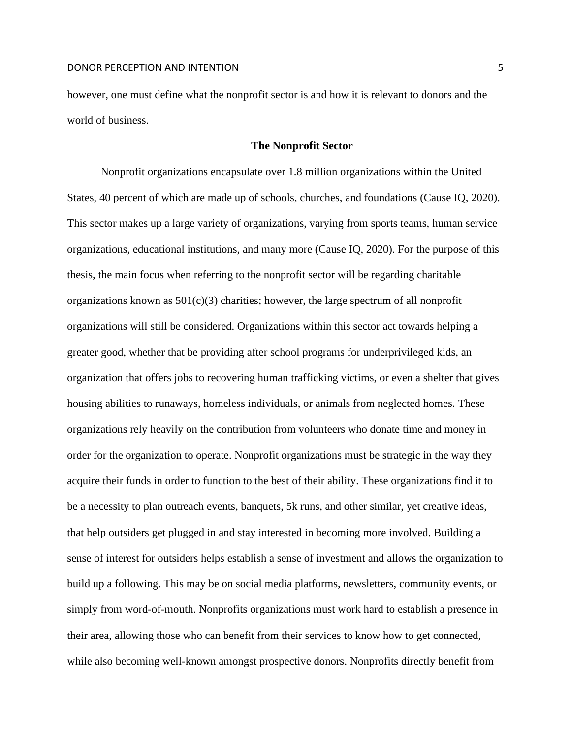however, one must define what the nonprofit sector is and how it is relevant to donors and the world of business.

## The Nonprofit Sector

Nonprofit organizations encapsulate over 1.8 million organizations within the United States, 40 percent of which are made up of schools, churches, and foundations (Cause IQ, 2020). This sector makes up a large variety of organizations, varying from sports teams, human service organizations, educational institutions, and many more (Cause IQ, 2020). For the purpose of this thesis, the main focus when referring to the nonprofit sector will be regarding charitable organizations known as 501(c)(3) charities; however, the large spectrum of all nonprofit organizations will still be considered. Organizations within this sector act towards helping a greater good, whether that be providing after school programs for underprivileged kids, an organization that offers jobs to recovering human trafficking victims, or even a shelter that gives housing abilities to runaways, homeless individuals, or animals from neglected homes. These organizations rely heavily on the contribution from volunteers who donate time and money in order for the organization to operate. Nonprofit organizations must be strategic in the way they acquire their funds in order to function to the best of their ability. These organizations find it to be a necessity to plan outreach events, banquets, 5k runs, and other similar, yet creative ideas, that help outsiders get plugged in and stay interested in becoming more involved. Building a sense of interest for outsiders helps establish a sense of investment and allows the organization to build up a following. This may be on social media platforms, newsletters, community events, or simply from word-of-mouth. Nonprofits organizations must work hard to establish a presence in their area, allowing those who can benefit from their services to know how to get connected, while also becoming well-known amongst prospective donors. Nonprofits directly benefit from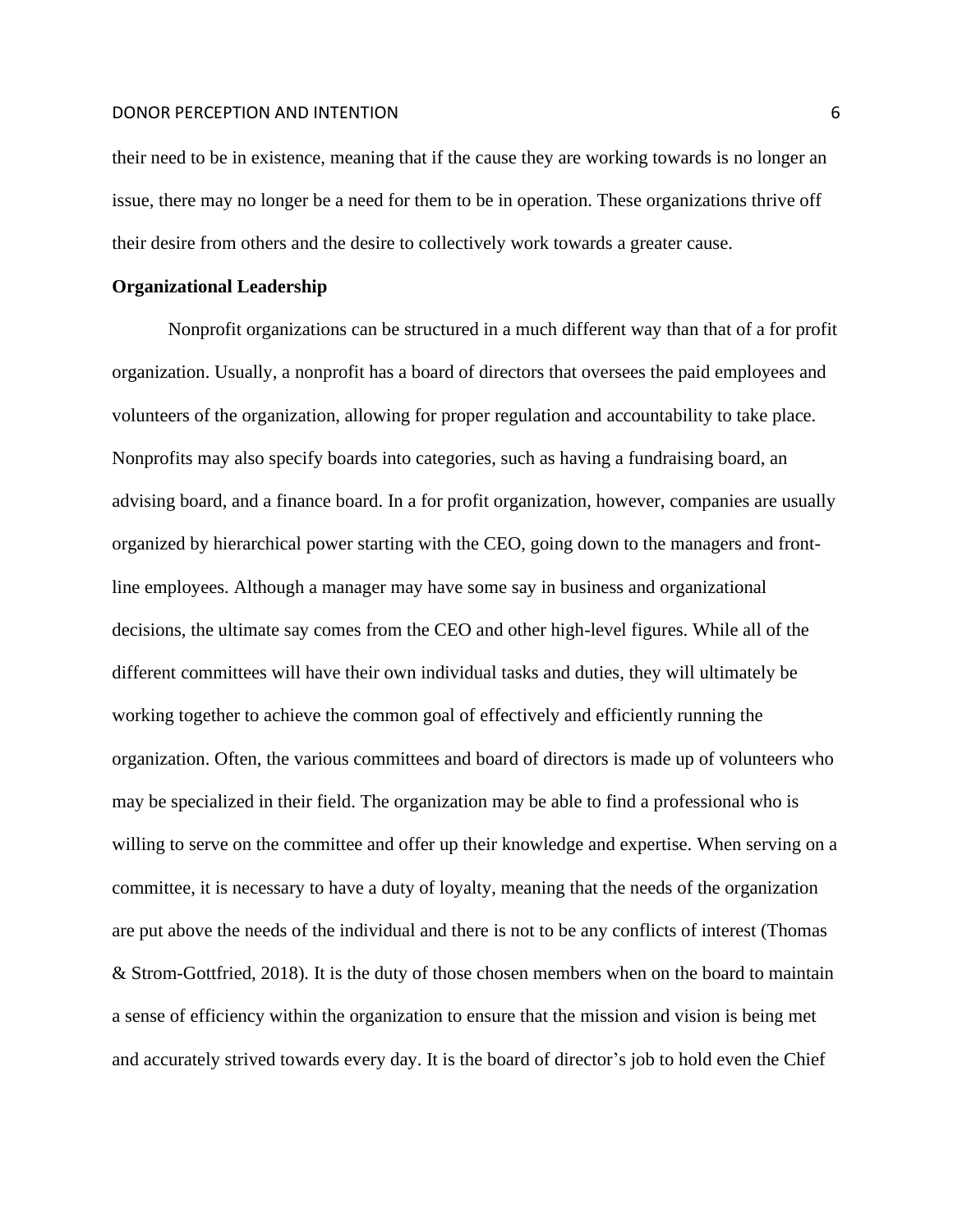their need to be in existence, meaning that if the cause they are working towards is no longer an issue, there may no longer be a need for them to be in operation. These organizations thrive off their desire from others and the desire to collectively work towards a greater cause.

**Organizational Leadership**

Nonprofit organizations can be structured in a much different way than that of a for profit organization. Usually, a nonprofit has a board of directors that oversees the paid employees and volunteers of the organization, allowing for proper regulation and accountability to take place. Nonprofits may also specify boards into categories, such as having a fundraising board, an advising board, and a finance board. In a for profit organization, however, companies are usually organized by hierarchical power starting with the CEO, going down to the managers and front-line employees. Although a manager may have some say in business and organizational decisions, the ultimate say comes from the CEO and other high-level figures. While all of the different committees will have their own individual tasks and duties, they will ultimately be working together to achieve the common goal of effectively and efficiently running the organization. Often, the various committees and board of directors is made up of volunteers who may be specialized in their field. The organization may be able to find a professional who is willing to serve on the committee and offer up their knowledge and expertise. When serving on a committee, it is necessary to have a duty of loyalty, meaning that the needs of the organization are put above the needs of the individual and there is not to be any conflicts of interest (Thomas & Strom-Gottfried, 2018). It is the duty of those chosen members when on the board to maintain a sense of efficiency within the organization to ensure that the mission and vision is being met and accurately strived towards every day. It is the board of director's job to hold even the Chief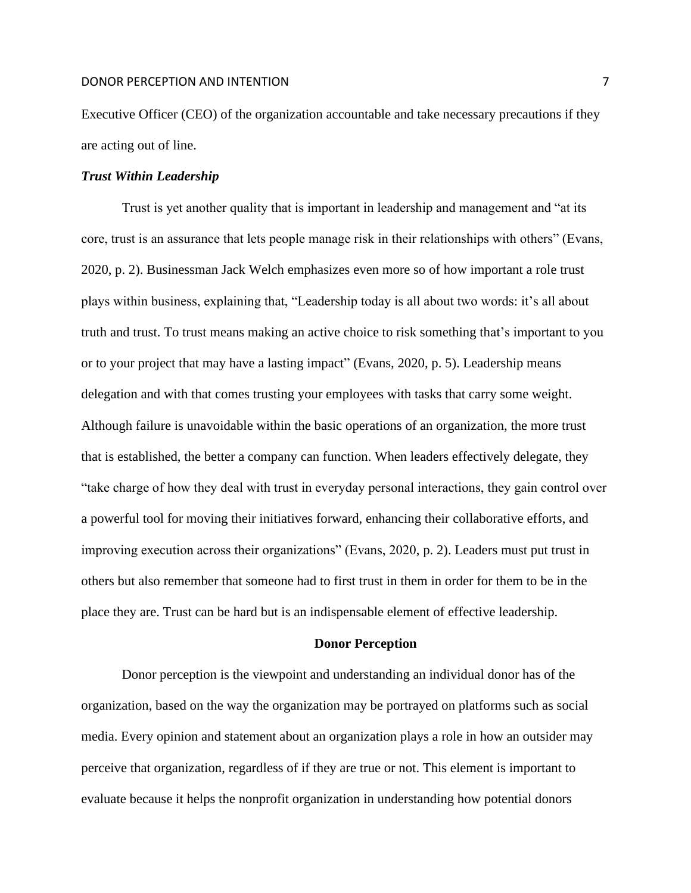Executive Officer (CEO) of the organization accountable and take necessary precautions if they are acting out of line.

### ***Trust Within Leadership***

Trust is yet another quality that is important in leadership and management and "at its core, trust is an assurance that lets people manage risk in their relationships with others" (Evans, 2020, p. 2). Businessman Jack Welch emphasizes even more so of how important a role trust plays within business, explaining that, "Leadership today is all about two words: it's all about truth and trust. To trust means making an active choice to risk something that's important to you or to your project that may have a lasting impact" (Evans, 2020, p. 5). Leadership means delegation and with that comes trusting your employees with tasks that carry some weight. Although failure is unavoidable within the basic operations of an organization, the more trust that is established, the better a company can function. When leaders effectively delegate, they "take charge of how they deal with trust in everyday personal interactions, they gain control over a powerful tool for moving their initiatives forward, enhancing their collaborative efforts, and improving execution across their organizations" (Evans, 2020, p. 2). Leaders must put trust in others but also remember that someone had to first trust in them in order for them to be in the place they are. Trust can be hard but is an indispensable element of effective leadership.

## **Donor Perception**

Donor perception is the viewpoint and understanding an individual donor has of the organization, based on the way the organization may be portrayed on platforms such as social media. Every opinion and statement about an organization plays a role in how an outsider may perceive that organization, regardless of if they are true or not. This element is important to evaluate because it helps the nonprofit organization in understanding how potential donors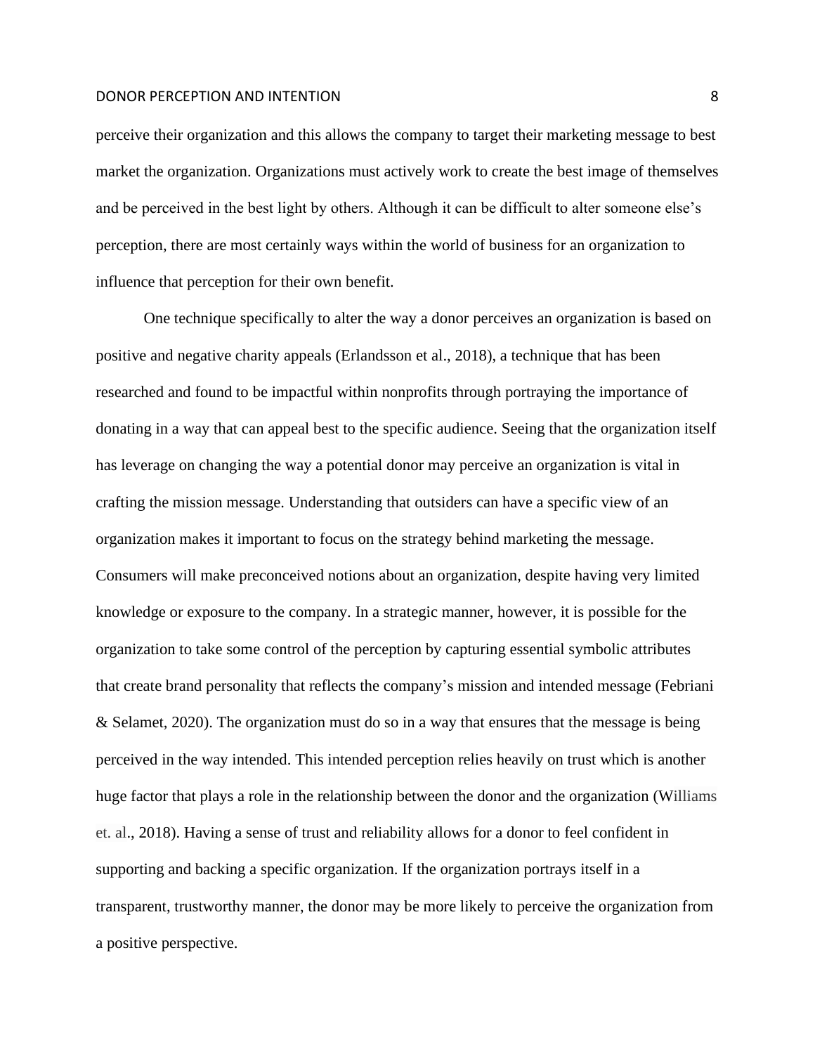perceive their organization and this allows the company to target their marketing message to best market the organization. Organizations must actively work to create the best image of themselves and be perceived in the best light by others. Although it can be difficult to alter someone else's perception, there are most certainly ways within the world of business for an organization to influence that perception for their own benefit.

One technique specifically to alter the way a donor perceives an organization is based on positive and negative charity appeals (Erlandsson et al., 2018), a technique that has been researched and found to be impactful within nonprofits through portraying the importance of donating in a way that can appeal best to the specific audience. Seeing that the organization itself has leverage on changing the way a potential donor may perceive an organization is vital in crafting the mission message. Understanding that outsiders can have a specific view of an organization makes it important to focus on the strategy behind marketing the message. Consumers will make preconceived notions about an organization, despite having very limited knowledge or exposure to the company. In a strategic manner, however, it is possible for the organization to take some control of the perception by capturing essential symbolic attributes that create brand personality that reflects the company's mission and intended message (Febriani & Selamet, 2020). The organization must do so in a way that ensures that the message is being perceived in the way intended. This intended perception relies heavily on trust which is another huge factor that plays a role in the relationship between the donor and the organization (Williams et. al., 2018). Having a sense of trust and reliability allows for a donor to feel confident in supporting and backing a specific organization. If the organization portrays itself in a transparent, trustworthy manner, the donor may be more likely to perceive the organization from a positive perspective.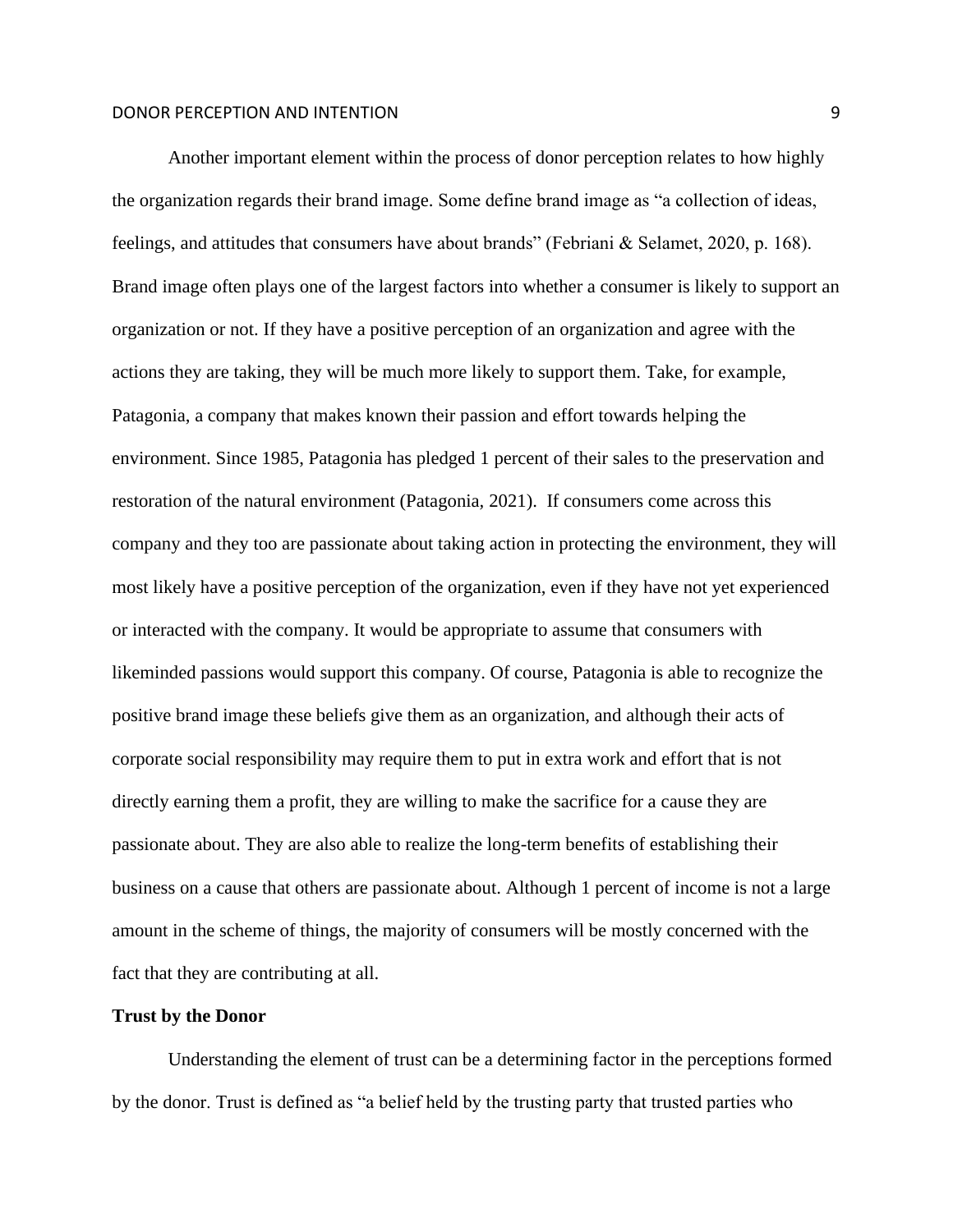Another important element within the process of donor perception relates to how highly the organization regards their brand image. Some define brand image as "a collection of ideas, feelings, and attitudes that consumers have about brands" (Febriani & Selamet, 2020, p. 168). Brand image often plays one of the largest factors into whether a consumer is likely to support an organization or not. If they have a positive perception of an organization and agree with the actions they are taking, they will be much more likely to support them. Take, for example, Patagonia, a company that makes known their passion and effort towards helping the environment. Since 1985, Patagonia has pledged 1 percent of their sales to the preservation and restoration of the natural environment (Patagonia, 2021). If consumers come across this company and they too are passionate about taking action in protecting the environment, they will most likely have a positive perception of the organization, even if they have not yet experienced or interacted with the company. It would be appropriate to assume that consumers with likeminded passions would support this company. Of course, Patagonia is able to recognize the positive brand image these beliefs give them as an organization, and although their acts of corporate social responsibility may require them to put in extra work and effort that is not directly earning them a profit, they are willing to make the sacrifice for a cause they are passionate about. They are also able to realize the long-term benefits of establishing their business on a cause that others are passionate about. Although 1 percent of income is not a large amount in the scheme of things, the majority of consumers will be mostly concerned with the fact that they are contributing at all.

**Trust by the Donor**

Understanding the element of trust can be a determining factor in the perceptions formed by the donor. Trust is defined as "a belief held by the trusting party that trusted parties who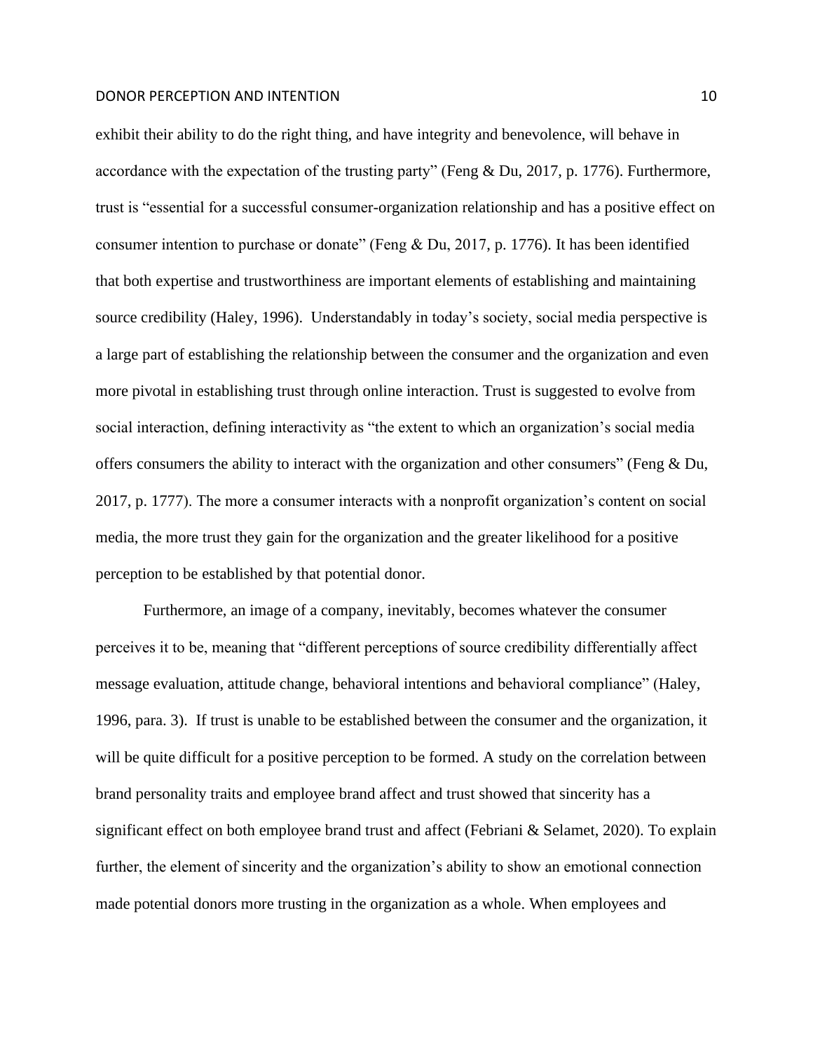exhibit their ability to do the right thing, and have integrity and benevolence, will behave in accordance with the expectation of the trusting party" (Feng & Du, 2017, p. 1776). Furthermore, trust is "essential for a successful consumer-organization relationship and has a positive effect on consumer intention to purchase or donate" (Feng & Du, 2017, p. 1776). It has been identified that both expertise and trustworthiness are important elements of establishing and maintaining source credibility (Haley, 1996). Understandably in today's society, social media perspective is a large part of establishing the relationship between the consumer and the organization and even more pivotal in establishing trust through online interaction. Trust is suggested to evolve from social interaction, defining interactivity as "the extent to which an organization's social media offers consumers the ability to interact with the organization and other consumers" (Feng & Du, 2017, p. 1777). The more a consumer interacts with a nonprofit organization's content on social media, the more trust they gain for the organization and the greater likelihood for a positive perception to be established by that potential donor.

Furthermore, an image of a company, inevitably, becomes whatever the consumer perceives it to be, meaning that "different perceptions of source credibility differentially affect message evaluation, attitude change, behavioral intentions and behavioral compliance" (Haley, 1996, para. 3). If trust is unable to be established between the consumer and the organization, it will be quite difficult for a positive perception to be formed. A study on the correlation between brand personality traits and employee brand affect and trust showed that sincerity has a significant effect on both employee brand trust and affect (Febriani & Selamet, 2020). To explain further, the element of sincerity and the organization's ability to show an emotional connection made potential donors more trusting in the organization as a whole. When employees and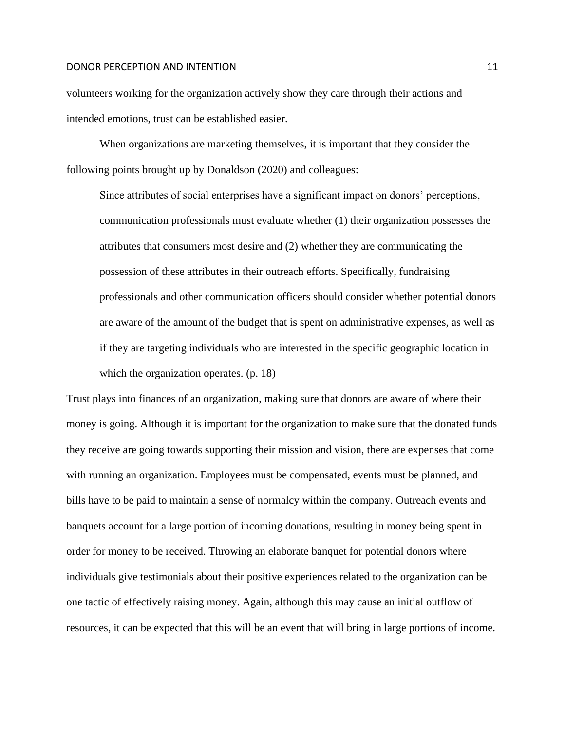volunteers working for the organization actively show they care through their actions and intended emotions, trust can be established easier.

When organizations are marketing themselves, it is important that they consider the following points brought up by Donaldson (2020) and colleagues:

> Since attributes of social enterprises have a significant impact on donors' perceptions, communication professionals must evaluate whether (1) their organization possesses the attributes that consumers most desire and (2) whether they are communicating the possession of these attributes in their outreach efforts. Specifically, fundraising professionals and other communication officers should consider whether potential donors are aware of the amount of the budget that is spent on administrative expenses, as well as if they are targeting individuals who are interested in the specific geographic location in which the organization operates. (p. 18)

Trust plays into finances of an organization, making sure that donors are aware of where their money is going. Although it is important for the organization to make sure that the donated funds they receive are going towards supporting their mission and vision, there are expenses that come with running an organization. Employees must be compensated, events must be planned, and bills have to be paid to maintain a sense of normalcy within the company. Outreach events and banquets account for a large portion of incoming donations, resulting in money being spent in order for money to be received. Throwing an elaborate banquet for potential donors where individuals give testimonials about their positive experiences related to the organization can be one tactic of effectively raising money. Again, although this may cause an initial outflow of resources, it can be expected that this will be an event that will bring in large portions of income.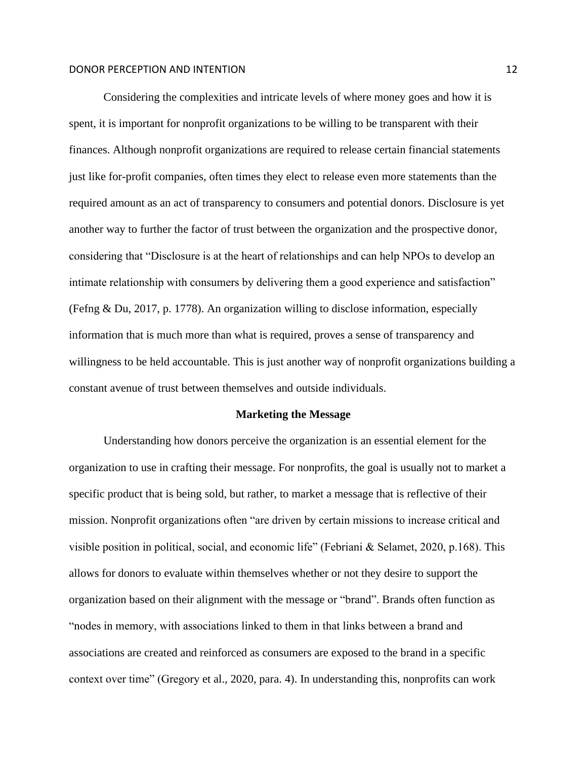Considering the complexities and intricate levels of where money goes and how it is spent, it is important for nonprofit organizations to be willing to be transparent with their finances. Although nonprofit organizations are required to release certain financial statements just like for-profit companies, often times they elect to release even more statements than the required amount as an act of transparency to consumers and potential donors. Disclosure is yet another way to further the factor of trust between the organization and the prospective donor, considering that "Disclosure is at the heart of relationships and can help NPOs to develop an intimate relationship with consumers by delivering them a good experience and satisfaction" (Fefng & Du, 2017, p. 1778). An organization willing to disclose information, especially information that is much more than what is required, proves a sense of transparency and willingness to be held accountable. This is just another way of nonprofit organizations building a constant avenue of trust between themselves and outside individuals.

## Marketing the Message

Understanding how donors perceive the organization is an essential element for the organization to use in crafting their message. For nonprofits, the goal is usually not to market a specific product that is being sold, but rather, to market a message that is reflective of their mission. Nonprofit organizations often "are driven by certain missions to increase critical and visible position in political, social, and economic life" (Febriani & Selamet, 2020, p.168). This allows for donors to evaluate within themselves whether or not they desire to support the organization based on their alignment with the message or "brand". Brands often function as "nodes in memory, with associations linked to them in that links between a brand and associations are created and reinforced as consumers are exposed to the brand in a specific context over time" (Gregory et al., 2020, para. 4). In understanding this, nonprofits can work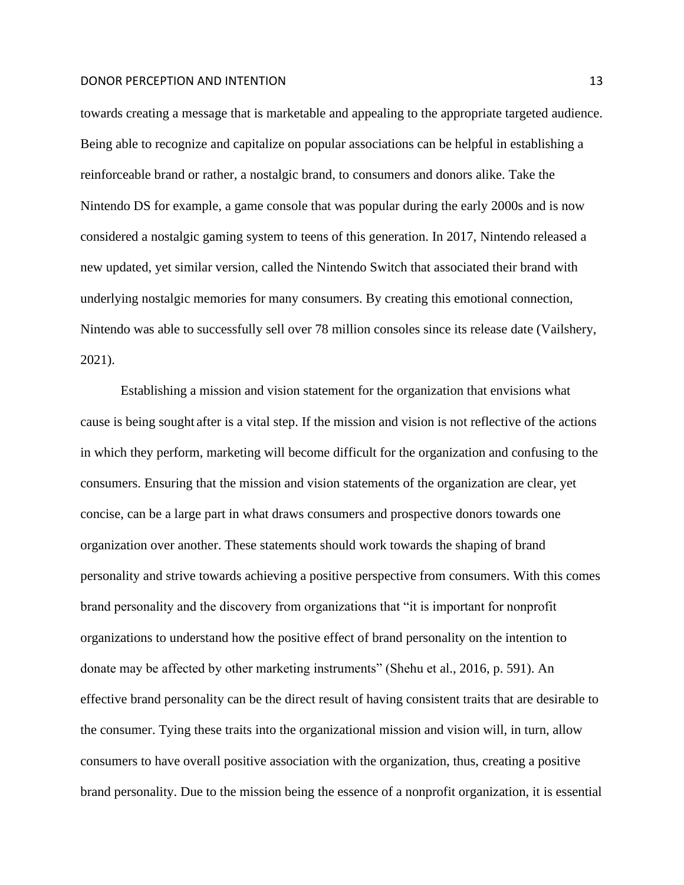towards creating a message that is marketable and appealing to the appropriate targeted audience. Being able to recognize and capitalize on popular associations can be helpful in establishing a reinforceable brand or rather, a nostalgic brand, to consumers and donors alike. Take the Nintendo DS for example, a game console that was popular during the early 2000s and is now considered a nostalgic gaming system to teens of this generation. In 2017, Nintendo released a new updated, yet similar version, called the Nintendo Switch that associated their brand with underlying nostalgic memories for many consumers. By creating this emotional connection, Nintendo was able to successfully sell over 78 million consoles since its release date (Vailshery, 2021).

Establishing a mission and vision statement for the organization that envisions what cause is being sought after is a vital step. If the mission and vision is not reflective of the actions in which they perform, marketing will become difficult for the organization and confusing to the consumers. Ensuring that the mission and vision statements of the organization are clear, yet concise, can be a large part in what draws consumers and prospective donors towards one organization over another. These statements should work towards the shaping of brand personality and strive towards achieving a positive perspective from consumers. With this comes brand personality and the discovery from organizations that "it is important for nonprofit organizations to understand how the positive effect of brand personality on the intention to donate may be affected by other marketing instruments" (Shehu et al., 2016, p. 591). An effective brand personality can be the direct result of having consistent traits that are desirable to the consumer. Tying these traits into the organizational mission and vision will, in turn, allow consumers to have overall positive association with the organization, thus, creating a positive brand personality. Due to the mission being the essence of a nonprofit organization, it is essential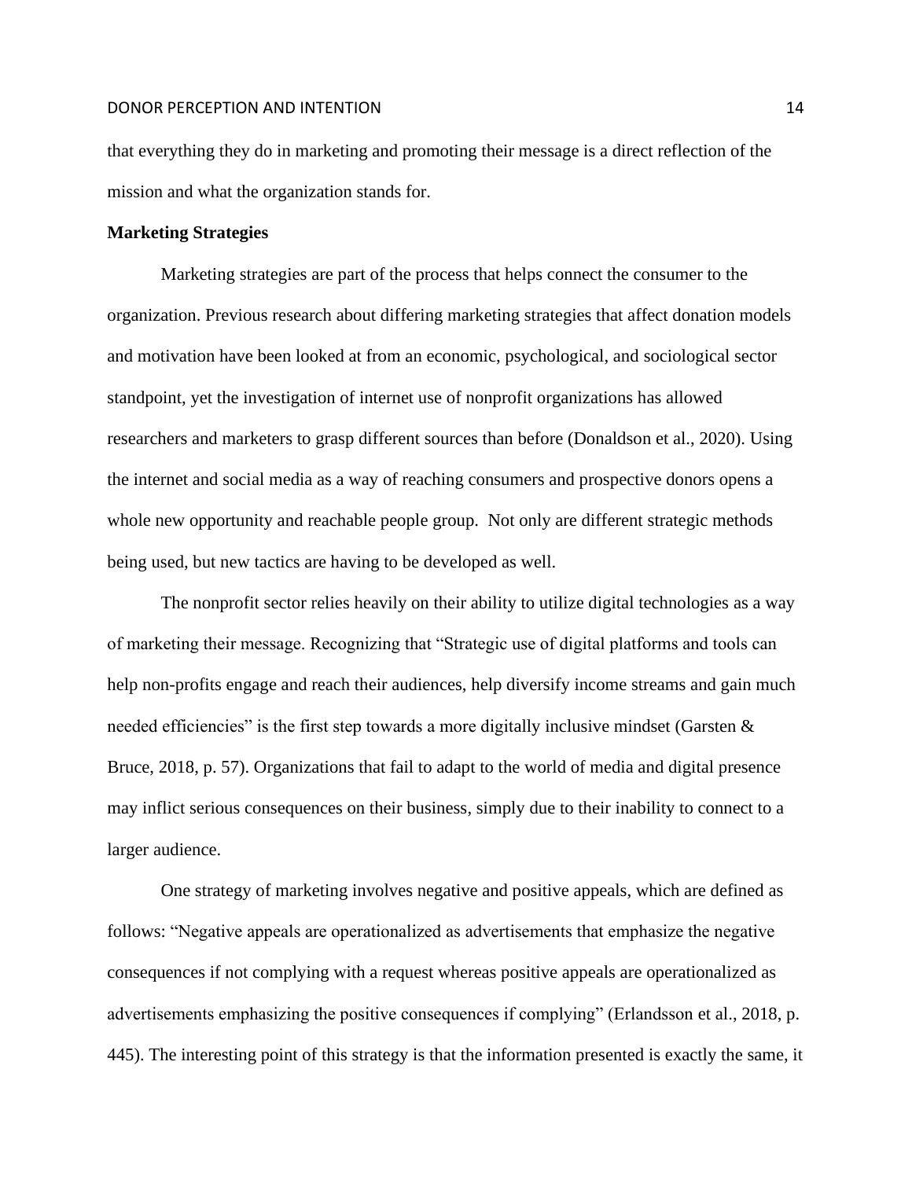that everything they do in marketing and promoting their message is a direct reflection of the mission and what the organization stands for.

**Marketing Strategies**

Marketing strategies are part of the process that helps connect the consumer to the organization. Previous research about differing marketing strategies that affect donation models and motivation have been looked at from an economic, psychological, and sociological sector standpoint, yet the investigation of internet use of nonprofit organizations has allowed researchers and marketers to grasp different sources than before (Donaldson et al., 2020). Using the internet and social media as a way of reaching consumers and prospective donors opens a whole new opportunity and reachable people group. Not only are different strategic methods being used, but new tactics are having to be developed as well.

The nonprofit sector relies heavily on their ability to utilize digital technologies as a way of marketing their message. Recognizing that "Strategic use of digital platforms and tools can help non-profits engage and reach their audiences, help diversify income streams and gain much needed efficiencies" is the first step towards a more digitally inclusive mindset (Garsten & Bruce, 2018, p. 57). Organizations that fail to adapt to the world of media and digital presence may inflict serious consequences on their business, simply due to their inability to connect to a larger audience.

One strategy of marketing involves negative and positive appeals, which are defined as follows: "Negative appeals are operationalized as advertisements that emphasize the negative consequences if not complying with a request whereas positive appeals are operationalized as advertisements emphasizing the positive consequences if complying" (Erlandsson et al., 2018, p. 445). The interesting point of this strategy is that the information presented is exactly the same, it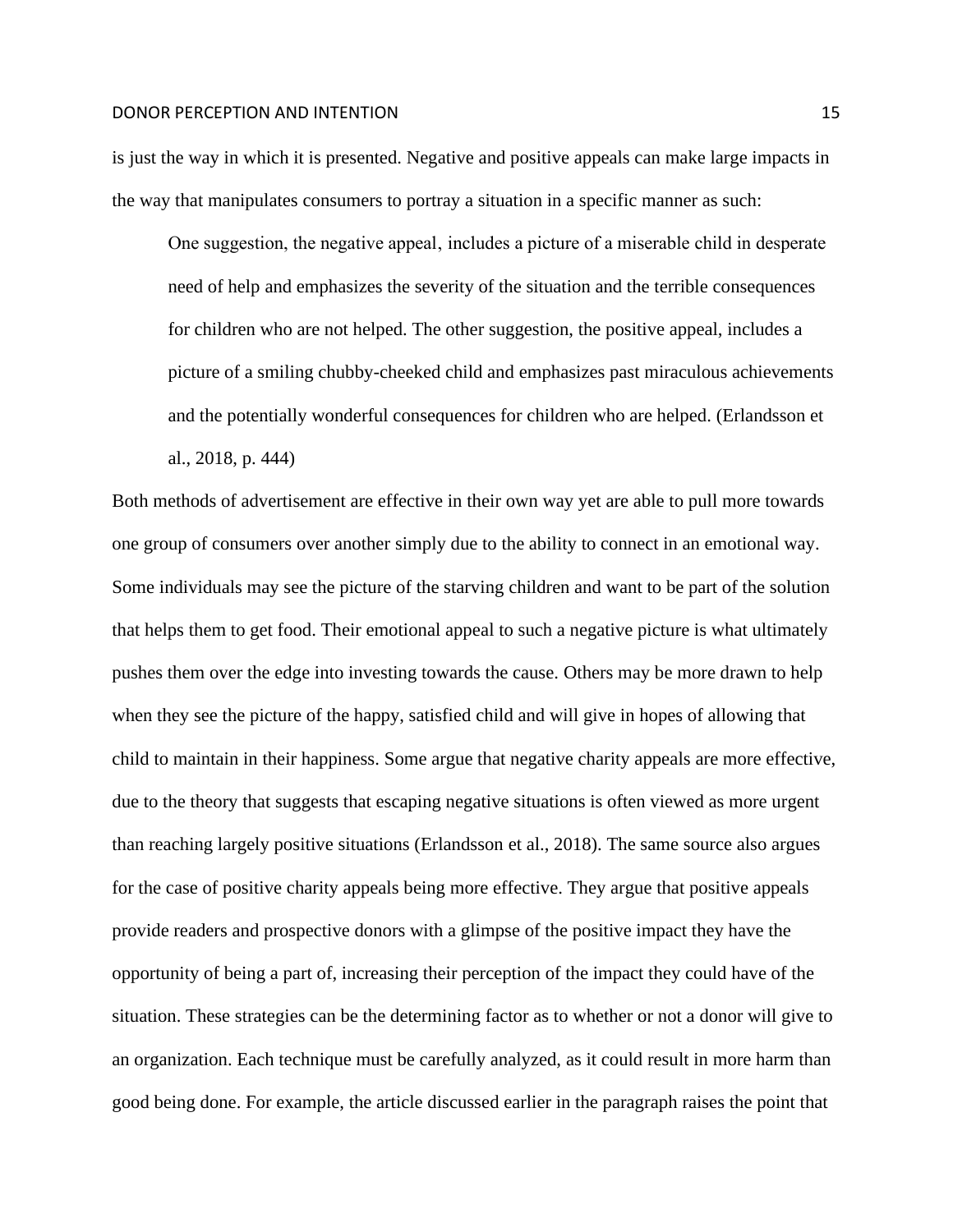is just the way in which it is presented. Negative and positive appeals can make large impacts in the way that manipulates consumers to portray a situation in a specific manner as such:

> One suggestion, the negative appeal, includes a picture of a miserable child in desperate need of help and emphasizes the severity of the situation and the terrible consequences for children who are not helped. The other suggestion, the positive appeal, includes a picture of a smiling chubby-cheeked child and emphasizes past miraculous achievements and the potentially wonderful consequences for children who are helped. (Erlandsson et al., 2018, p. 444)

Both methods of advertisement are effective in their own way yet are able to pull more towards one group of consumers over another simply due to the ability to connect in an emotional way. Some individuals may see the picture of the starving children and want to be part of the solution that helps them to get food. Their emotional appeal to such a negative picture is what ultimately pushes them over the edge into investing towards the cause. Others may be more drawn to help when they see the picture of the happy, satisfied child and will give in hopes of allowing that child to maintain in their happiness. Some argue that negative charity appeals are more effective, due to the theory that suggests that escaping negative situations is often viewed as more urgent than reaching largely positive situations (Erlandsson et al., 2018). The same source also argues for the case of positive charity appeals being more effective. They argue that positive appeals provide readers and prospective donors with a glimpse of the positive impact they have the opportunity of being a part of, increasing their perception of the impact they could have of the situation. These strategies can be the determining factor as to whether or not a donor will give to an organization. Each technique must be carefully analyzed, as it could result in more harm than good being done. For example, the article discussed earlier in the paragraph raises the point that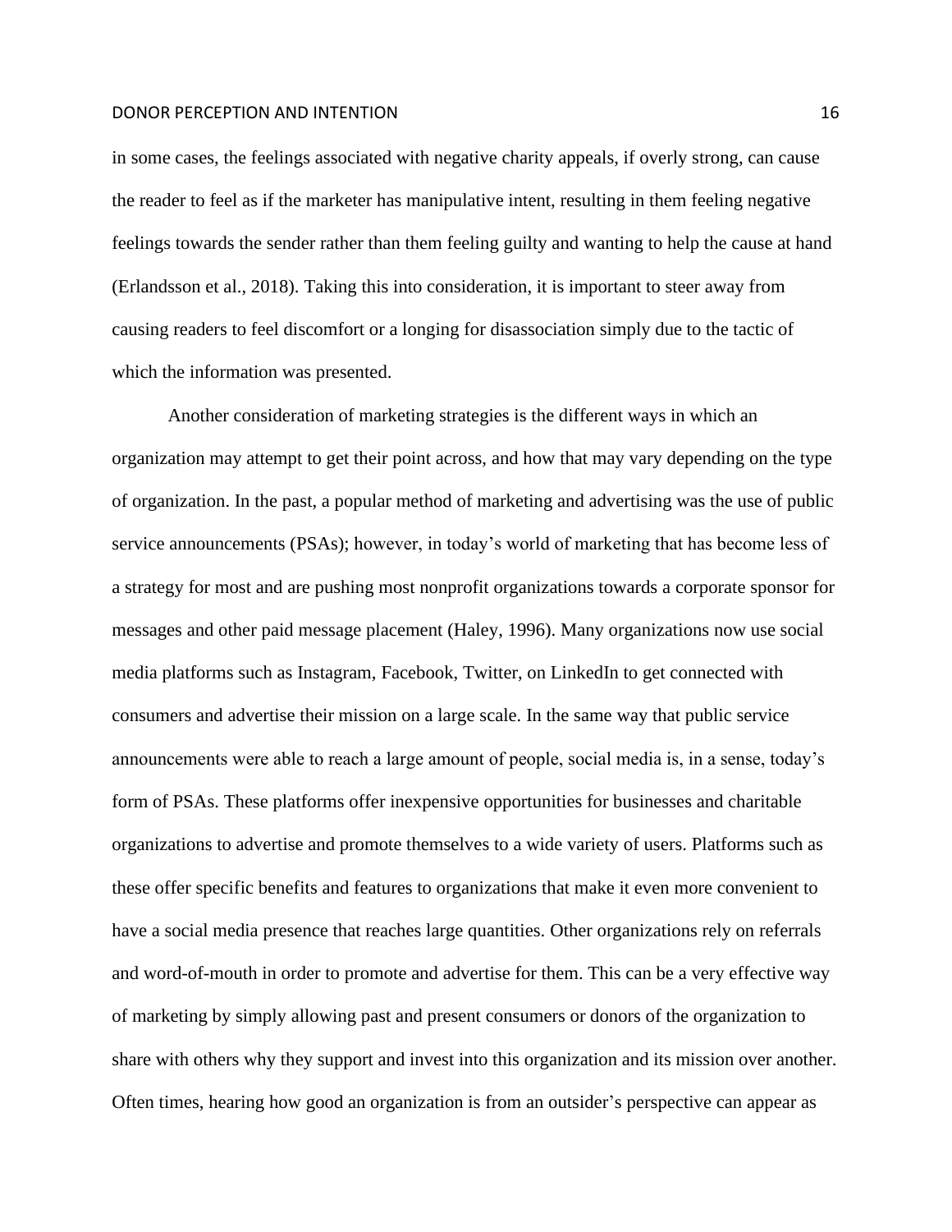in some cases, the feelings associated with negative charity appeals, if overly strong, can cause the reader to feel as if the marketer has manipulative intent, resulting in them feeling negative feelings towards the sender rather than them feeling guilty and wanting to help the cause at hand (Erlandsson et al., 2018). Taking this into consideration, it is important to steer away from causing readers to feel discomfort or a longing for disassociation simply due to the tactic of which the information was presented.

Another consideration of marketing strategies is the different ways in which an organization may attempt to get their point across, and how that may vary depending on the type of organization. In the past, a popular method of marketing and advertising was the use of public service announcements (PSAs); however, in today's world of marketing that has become less of a strategy for most and are pushing most nonprofit organizations towards a corporate sponsor for messages and other paid message placement (Haley, 1996). Many organizations now use social media platforms such as Instagram, Facebook, Twitter, on LinkedIn to get connected with consumers and advertise their mission on a large scale. In the same way that public service announcements were able to reach a large amount of people, social media is, in a sense, today's form of PSAs. These platforms offer inexpensive opportunities for businesses and charitable organizations to advertise and promote themselves to a wide variety of users. Platforms such as these offer specific benefits and features to organizations that make it even more convenient to have a social media presence that reaches large quantities. Other organizations rely on referrals and word-of-mouth in order to promote and advertise for them. This can be a very effective way of marketing by simply allowing past and present consumers or donors of the organization to share with others why they support and invest into this organization and its mission over another. Often times, hearing how good an organization is from an outsider's perspective can appear as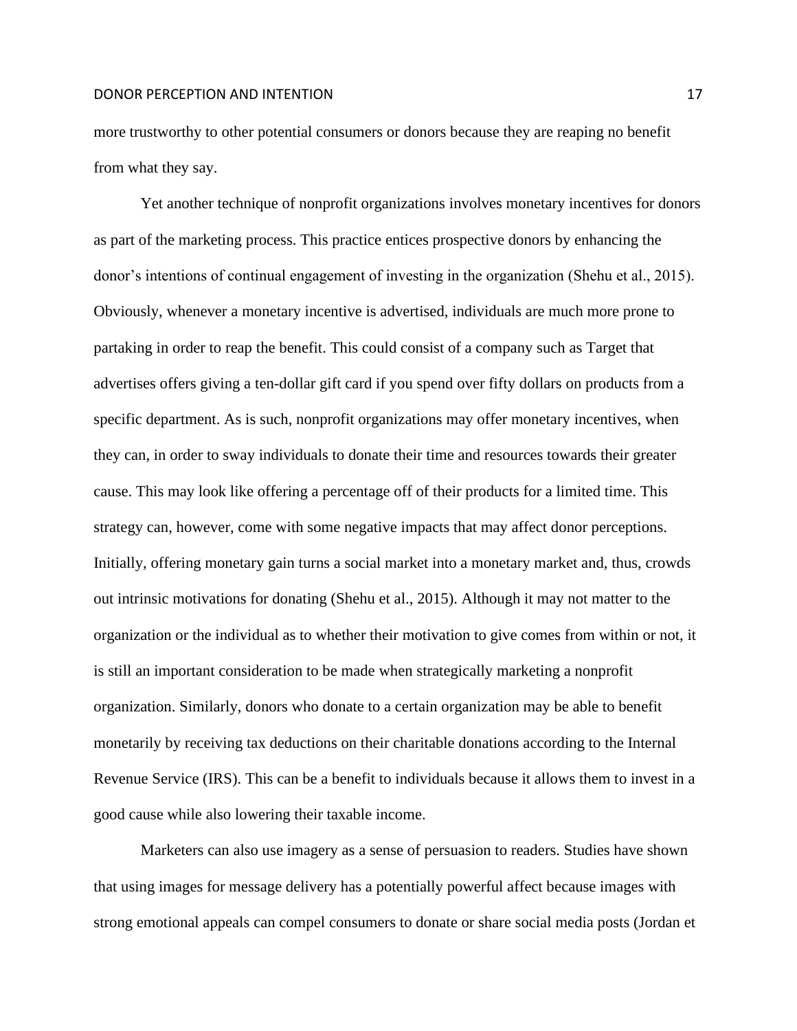more trustworthy to other potential consumers or donors because they are reaping no benefit from what they say.

Yet another technique of nonprofit organizations involves monetary incentives for donors as part of the marketing process. This practice entices prospective donors by enhancing the donor's intentions of continual engagement of investing in the organization (Shehu et al., 2015). Obviously, whenever a monetary incentive is advertised, individuals are much more prone to partaking in order to reap the benefit. This could consist of a company such as Target that advertises offers giving a ten-dollar gift card if you spend over fifty dollars on products from a specific department. As is such, nonprofit organizations may offer monetary incentives, when they can, in order to sway individuals to donate their time and resources towards their greater cause. This may look like offering a percentage off of their products for a limited time. This strategy can, however, come with some negative impacts that may affect donor perceptions. Initially, offering monetary gain turns a social market into a monetary market and, thus, crowds out intrinsic motivations for donating (Shehu et al., 2015). Although it may not matter to the organization or the individual as to whether their motivation to give comes from within or not, it is still an important consideration to be made when strategically marketing a nonprofit organization. Similarly, donors who donate to a certain organization may be able to benefit monetarily by receiving tax deductions on their charitable donations according to the Internal Revenue Service (IRS). This can be a benefit to individuals because it allows them to invest in a good cause while also lowering their taxable income.

Marketers can also use imagery as a sense of persuasion to readers. Studies have shown that using images for message delivery has a potentially powerful affect because images with strong emotional appeals can compel consumers to donate or share social media posts (Jordan et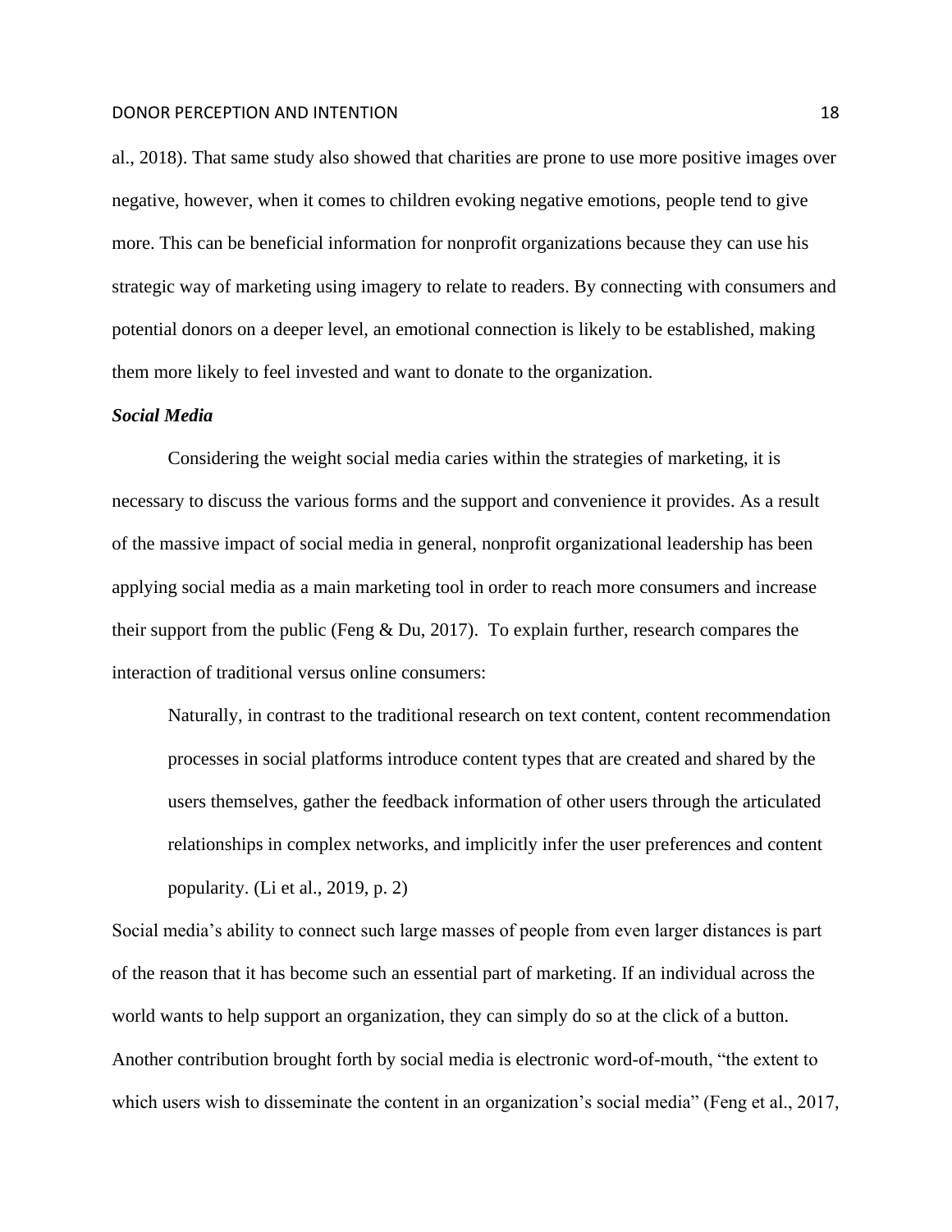al., 2018). That same study also showed that charities are prone to use more positive images over negative, however, when it comes to children evoking negative emotions, people tend to give more. This can be beneficial information for nonprofit organizations because they can use his strategic way of marketing using imagery to relate to readers. By connecting with consumers and potential donors on a deeper level, an emotional connection is likely to be established, making them more likely to feel invested and want to donate to the organization.

### *Social Media*

Considering the weight social media caries within the strategies of marketing, it is necessary to discuss the various forms and the support and convenience it provides. As a result of the massive impact of social media in general, nonprofit organizational leadership has been applying social media as a main marketing tool in order to reach more consumers and increase their support from the public (Feng & Du, 2017). To explain further, research compares the interaction of traditional versus online consumers:

> Naturally, in contrast to the traditional research on text content, content recommendation processes in social platforms introduce content types that are created and shared by the users themselves, gather the feedback information of other users through the articulated relationships in complex networks, and implicitly infer the user preferences and content popularity. (Li et al., 2019, p. 2)

Social media's ability to connect such large masses of people from even larger distances is part of the reason that it has become such an essential part of marketing. If an individual across the world wants to help support an organization, they can simply do so at the click of a button. Another contribution brought forth by social media is electronic word-of-mouth, "the extent to which users wish to disseminate the content in an organization's social media" (Feng et al., 2017,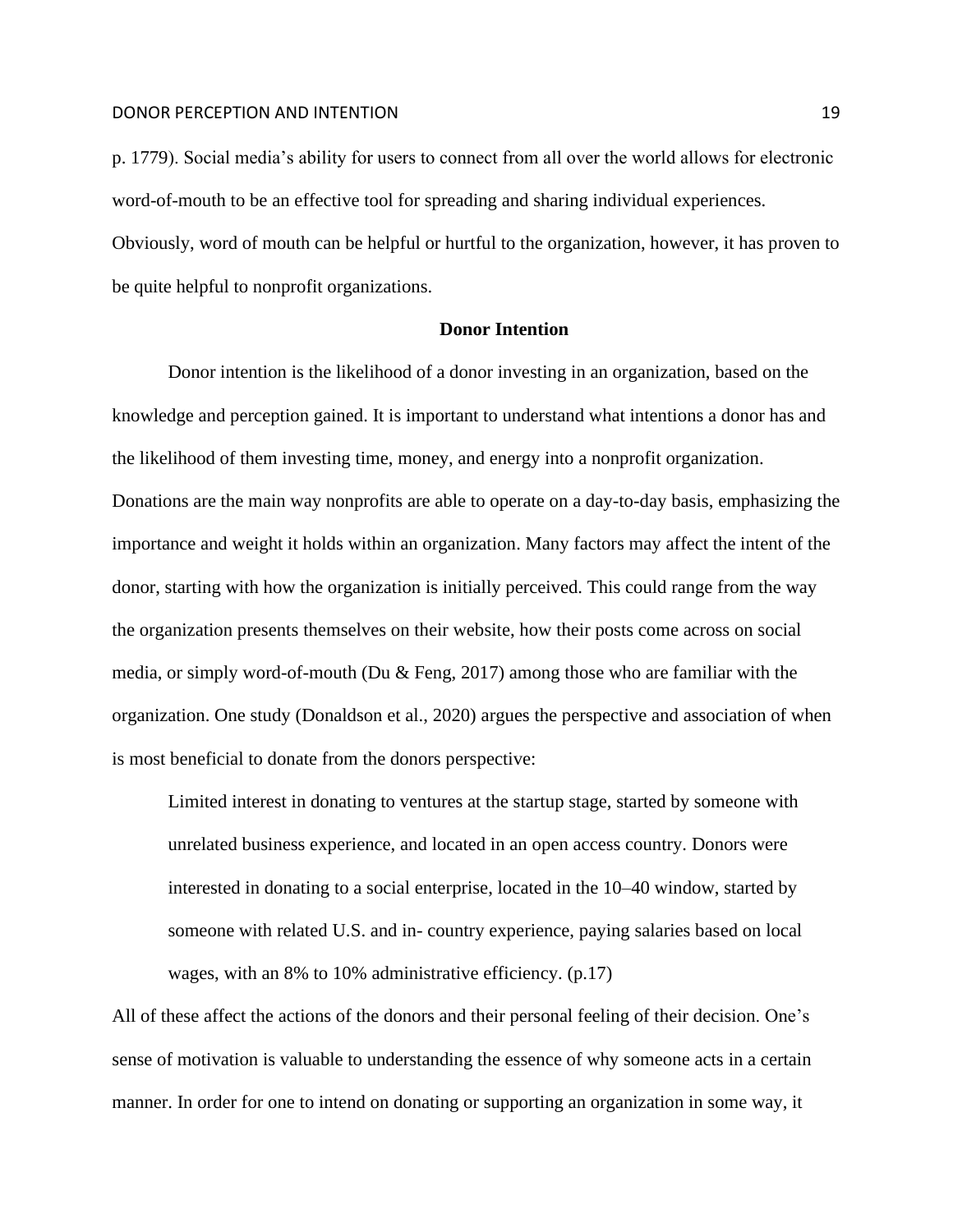p. 1779). Social media's ability for users to connect from all over the world allows for electronic word-of-mouth to be an effective tool for spreading and sharing individual experiences. Obviously, word of mouth can be helpful or hurtful to the organization, however, it has proven to be quite helpful to nonprofit organizations.

## Donor Intention

Donor intention is the likelihood of a donor investing in an organization, based on the knowledge and perception gained. It is important to understand what intentions a donor has and the likelihood of them investing time, money, and energy into a nonprofit organization. Donations are the main way nonprofits are able to operate on a day-to-day basis, emphasizing the importance and weight it holds within an organization. Many factors may affect the intent of the donor, starting with how the organization is initially perceived. This could range from the way the organization presents themselves on their website, how their posts come across on social media, or simply word-of-mouth (Du & Feng, 2017) among those who are familiar with the organization. One study (Donaldson et al., 2020) argues the perspective and association of when is most beneficial to donate from the donors perspective:

> Limited interest in donating to ventures at the startup stage, started by someone with unrelated business experience, and located in an open access country. Donors were interested in donating to a social enterprise, located in the 10–40 window, started by someone with related U.S. and in- country experience, paying salaries based on local wages, with an 8% to 10% administrative efficiency. (p.17)

All of these affect the actions of the donors and their personal feeling of their decision. One's sense of motivation is valuable to understanding the essence of why someone acts in a certain manner. In order for one to intend on donating or supporting an organization in some way, it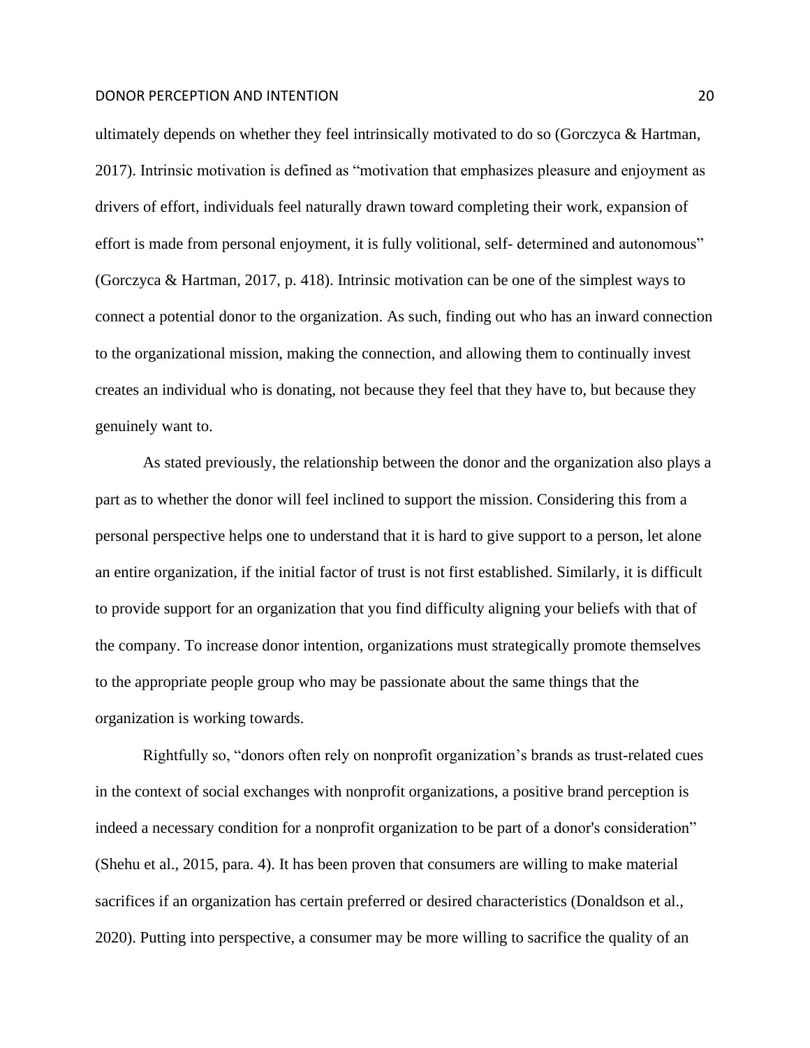ultimately depends on whether they feel intrinsically motivated to do so (Gorczyca & Hartman, 2017). Intrinsic motivation is defined as "motivation that emphasizes pleasure and enjoyment as drivers of effort, individuals feel naturally drawn toward completing their work, expansion of effort is made from personal enjoyment, it is fully volitional, self- determined and autonomous" (Gorczyca & Hartman, 2017, p. 418). Intrinsic motivation can be one of the simplest ways to connect a potential donor to the organization. As such, finding out who has an inward connection to the organizational mission, making the connection, and allowing them to continually invest creates an individual who is donating, not because they feel that they have to, but because they genuinely want to.

As stated previously, the relationship between the donor and the organization also plays a part as to whether the donor will feel inclined to support the mission. Considering this from a personal perspective helps one to understand that it is hard to give support to a person, let alone an entire organization, if the initial factor of trust is not first established. Similarly, it is difficult to provide support for an organization that you find difficulty aligning your beliefs with that of the company. To increase donor intention, organizations must strategically promote themselves to the appropriate people group who may be passionate about the same things that the organization is working towards.

Rightfully so, "donors often rely on nonprofit organization's brands as trust-related cues in the context of social exchanges with nonprofit organizations, a positive brand perception is indeed a necessary condition for a nonprofit organization to be part of a donor's consideration" (Shehu et al., 2015, para. 4). It has been proven that consumers are willing to make material sacrifices if an organization has certain preferred or desired characteristics (Donaldson et al., 2020). Putting into perspective, a consumer may be more willing to sacrifice the quality of an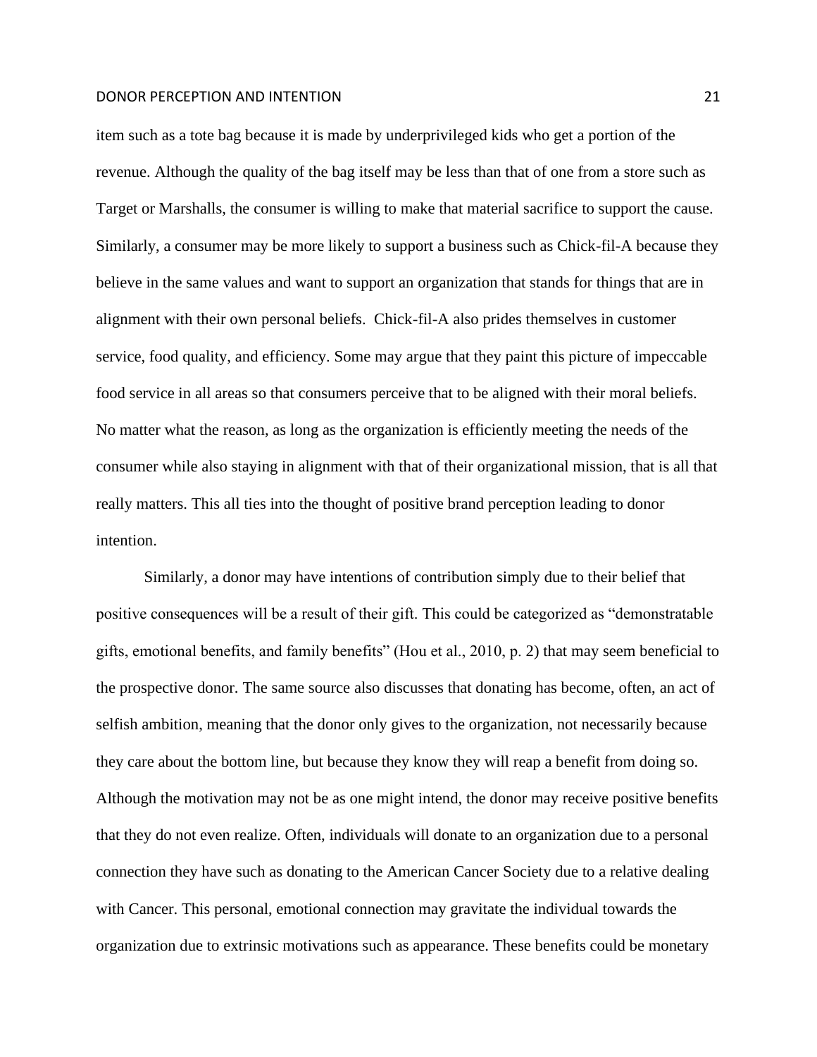item such as a tote bag because it is made by underprivileged kids who get a portion of the revenue. Although the quality of the bag itself may be less than that of one from a store such as Target or Marshalls, the consumer is willing to make that material sacrifice to support the cause. Similarly, a consumer may be more likely to support a business such as Chick-fil-A because they believe in the same values and want to support an organization that stands for things that are in alignment with their own personal beliefs. Chick-fil-A also prides themselves in customer service, food quality, and efficiency. Some may argue that they paint this picture of impeccable food service in all areas so that consumers perceive that to be aligned with their moral beliefs. No matter what the reason, as long as the organization is efficiently meeting the needs of the consumer while also staying in alignment with that of their organizational mission, that is all that really matters. This all ties into the thought of positive brand perception leading to donor intention.

Similarly, a donor may have intentions of contribution simply due to their belief that positive consequences will be a result of their gift. This could be categorized as "demonstratable gifts, emotional benefits, and family benefits" (Hou et al., 2010, p. 2) that may seem beneficial to the prospective donor. The same source also discusses that donating has become, often, an act of selfish ambition, meaning that the donor only gives to the organization, not necessarily because they care about the bottom line, but because they know they will reap a benefit from doing so. Although the motivation may not be as one might intend, the donor may receive positive benefits that they do not even realize. Often, individuals will donate to an organization due to a personal connection they have such as donating to the American Cancer Society due to a relative dealing with Cancer. This personal, emotional connection may gravitate the individual towards the organization due to extrinsic motivations such as appearance. These benefits could be monetary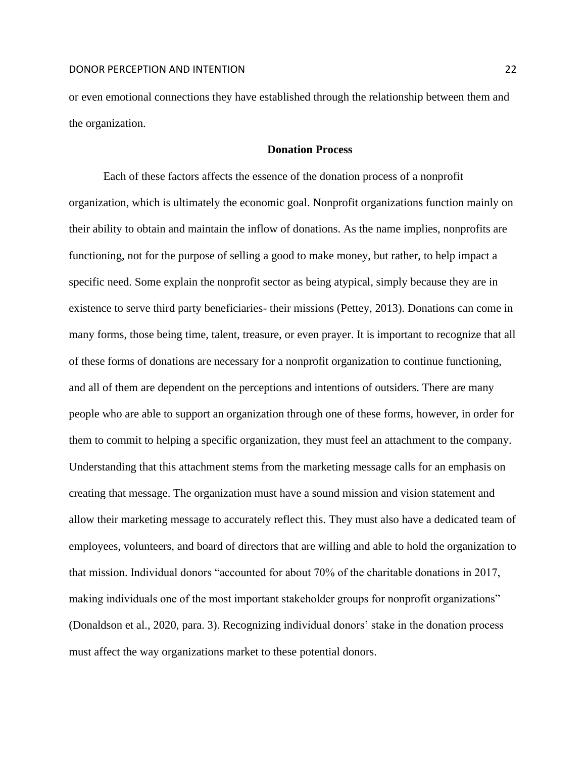or even emotional connections they have established through the relationship between them and the organization.

## Donation Process

Each of these factors affects the essence of the donation process of a nonprofit organization, which is ultimately the economic goal. Nonprofit organizations function mainly on their ability to obtain and maintain the inflow of donations. As the name implies, nonprofits are functioning, not for the purpose of selling a good to make money, but rather, to help impact a specific need. Some explain the nonprofit sector as being atypical, simply because they are in existence to serve third party beneficiaries- their missions (Pettey, 2013). Donations can come in many forms, those being time, talent, treasure, or even prayer. It is important to recognize that all of these forms of donations are necessary for a nonprofit organization to continue functioning, and all of them are dependent on the perceptions and intentions of outsiders. There are many people who are able to support an organization through one of these forms, however, in order for them to commit to helping a specific organization, they must feel an attachment to the company. Understanding that this attachment stems from the marketing message calls for an emphasis on creating that message. The organization must have a sound mission and vision statement and allow their marketing message to accurately reflect this. They must also have a dedicated team of employees, volunteers, and board of directors that are willing and able to hold the organization to that mission. Individual donors "accounted for about 70% of the charitable donations in 2017, making individuals one of the most important stakeholder groups for nonprofit organizations" (Donaldson et al., 2020, para. 3). Recognizing individual donors' stake in the donation process must affect the way organizations market to these potential donors.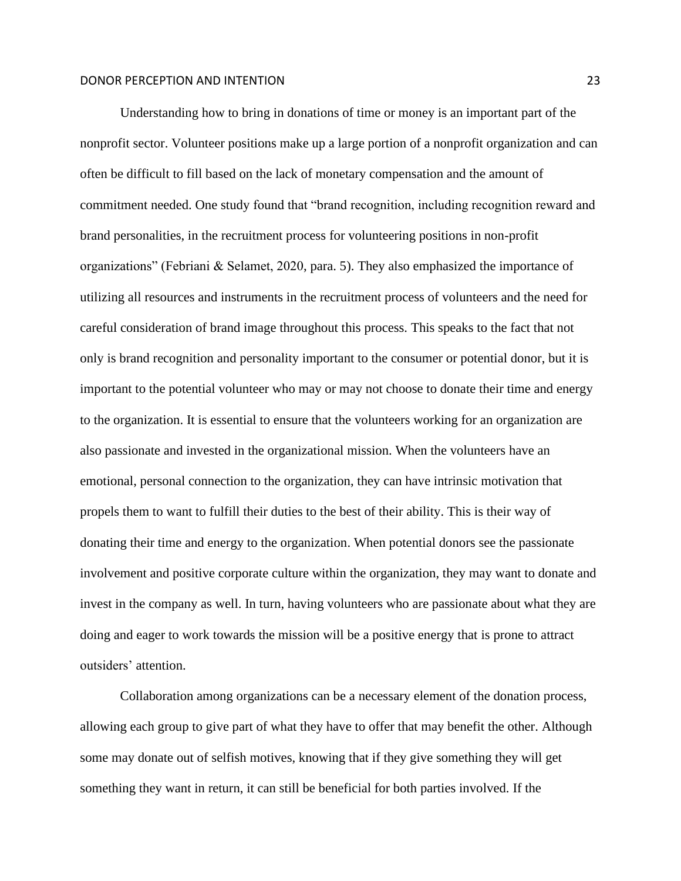Understanding how to bring in donations of time or money is an important part of the nonprofit sector. Volunteer positions make up a large portion of a nonprofit organization and can often be difficult to fill based on the lack of monetary compensation and the amount of commitment needed. One study found that "brand recognition, including recognition reward and brand personalities, in the recruitment process for volunteering positions in non-profit organizations" (Febriani & Selamet, 2020, para. 5). They also emphasized the importance of utilizing all resources and instruments in the recruitment process of volunteers and the need for careful consideration of brand image throughout this process. This speaks to the fact that not only is brand recognition and personality important to the consumer or potential donor, but it is important to the potential volunteer who may or may not choose to donate their time and energy to the organization. It is essential to ensure that the volunteers working for an organization are also passionate and invested in the organizational mission. When the volunteers have an emotional, personal connection to the organization, they can have intrinsic motivation that propels them to want to fulfill their duties to the best of their ability. This is their way of donating their time and energy to the organization. When potential donors see the passionate involvement and positive corporate culture within the organization, they may want to donate and invest in the company as well. In turn, having volunteers who are passionate about what they are doing and eager to work towards the mission will be a positive energy that is prone to attract outsiders' attention.

Collaboration among organizations can be a necessary element of the donation process, allowing each group to give part of what they have to offer that may benefit the other. Although some may donate out of selfish motives, knowing that if they give something they will get something they want in return, it can still be beneficial for both parties involved. If the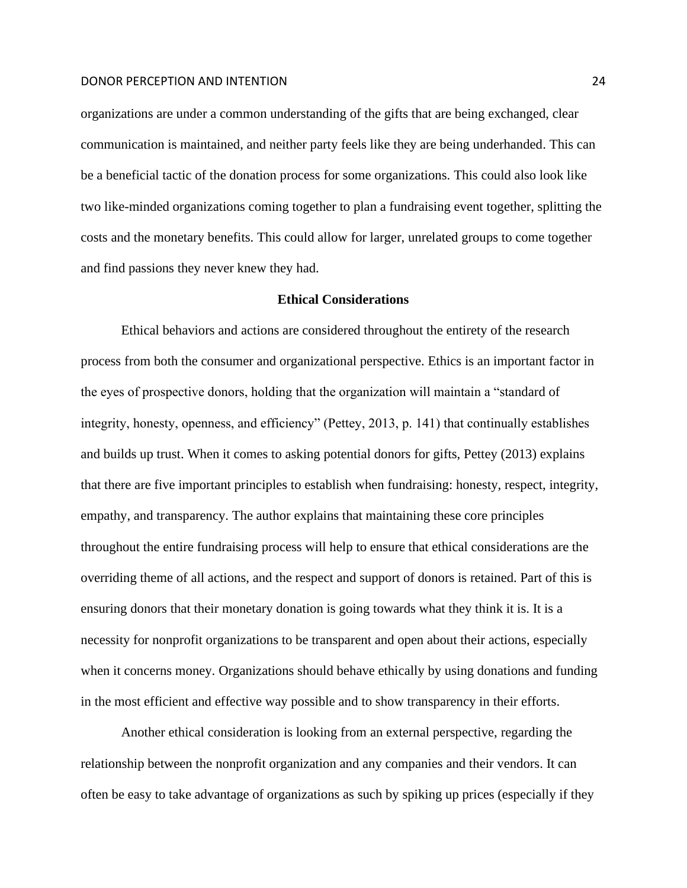organizations are under a common understanding of the gifts that are being exchanged, clear communication is maintained, and neither party feels like they are being underhanded. This can be a beneficial tactic of the donation process for some organizations. This could also look like two like-minded organizations coming together to plan a fundraising event together, splitting the costs and the monetary benefits. This could allow for larger, unrelated groups to come together and find passions they never knew they had.

## Ethical Considerations

Ethical behaviors and actions are considered throughout the entirety of the research process from both the consumer and organizational perspective. Ethics is an important factor in the eyes of prospective donors, holding that the organization will maintain a "standard of integrity, honesty, openness, and efficiency" (Pettey, 2013, p. 141) that continually establishes and builds up trust. When it comes to asking potential donors for gifts, Pettey (2013) explains that there are five important principles to establish when fundraising: honesty, respect, integrity, empathy, and transparency. The author explains that maintaining these core principles throughout the entire fundraising process will help to ensure that ethical considerations are the overriding theme of all actions, and the respect and support of donors is retained. Part of this is ensuring donors that their monetary donation is going towards what they think it is. It is a necessity for nonprofit organizations to be transparent and open about their actions, especially when it concerns money. Organizations should behave ethically by using donations and funding in the most efficient and effective way possible and to show transparency in their efforts.

Another ethical consideration is looking from an external perspective, regarding the relationship between the nonprofit organization and any companies and their vendors. It can often be easy to take advantage of organizations as such by spiking up prices (especially if they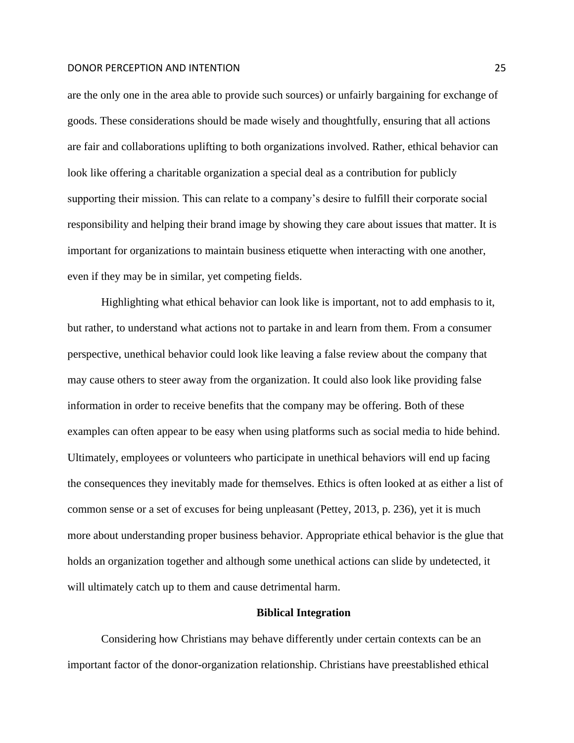are the only one in the area able to provide such sources) or unfairly bargaining for exchange of goods. These considerations should be made wisely and thoughtfully, ensuring that all actions are fair and collaborations uplifting to both organizations involved. Rather, ethical behavior can look like offering a charitable organization a special deal as a contribution for publicly supporting their mission. This can relate to a company's desire to fulfill their corporate social responsibility and helping their brand image by showing they care about issues that matter. It is important for organizations to maintain business etiquette when interacting with one another, even if they may be in similar, yet competing fields.

Highlighting what ethical behavior can look like is important, not to add emphasis to it, but rather, to understand what actions not to partake in and learn from them. From a consumer perspective, unethical behavior could look like leaving a false review about the company that may cause others to steer away from the organization. It could also look like providing false information in order to receive benefits that the company may be offering. Both of these examples can often appear to be easy when using platforms such as social media to hide behind. Ultimately, employees or volunteers who participate in unethical behaviors will end up facing the consequences they inevitably made for themselves. Ethics is often looked at as either a list of common sense or a set of excuses for being unpleasant (Pettey, 2013, p. 236), yet it is much more about understanding proper business behavior. Appropriate ethical behavior is the glue that holds an organization together and although some unethical actions can slide by undetected, it will ultimately catch up to them and cause detrimental harm.

## Biblical Integration

Considering how Christians may behave differently under certain contexts can be an important factor of the donor-organization relationship. Christians have preestablished ethical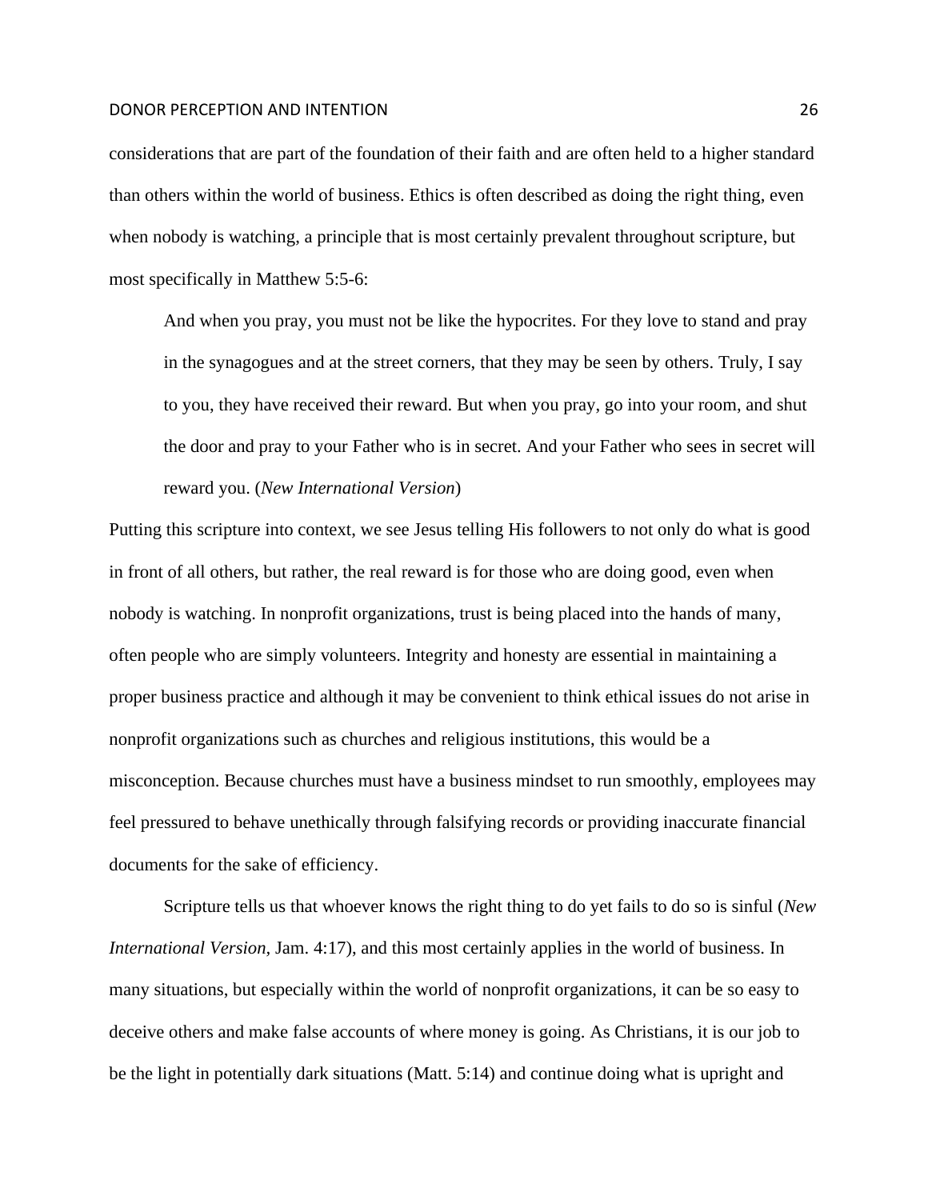considerations that are part of the foundation of their faith and are often held to a higher standard than others within the world of business. Ethics is often described as doing the right thing, even when nobody is watching, a principle that is most certainly prevalent throughout scripture, but most specifically in Matthew 5:5-6:

> And when you pray, you must not be like the hypocrites. For they love to stand and pray in the synagogues and at the street corners, that they may be seen by others. Truly, I say to you, they have received their reward. But when you pray, go into your room, and shut the door and pray to your Father who is in secret. And your Father who sees in secret will reward you. (*New International Version*)

Putting this scripture into context, we see Jesus telling His followers to not only do what is good in front of all others, but rather, the real reward is for those who are doing good, even when nobody is watching. In nonprofit organizations, trust is being placed into the hands of many, often people who are simply volunteers. Integrity and honesty are essential in maintaining a proper business practice and although it may be convenient to think ethical issues do not arise in nonprofit organizations such as churches and religious institutions, this would be a misconception. Because churches must have a business mindset to run smoothly, employees may feel pressured to behave unethically through falsifying records or providing inaccurate financial documents for the sake of efficiency.

Scripture tells us that whoever knows the right thing to do yet fails to do so is sinful (*New International Version*, Jam. 4:17), and this most certainly applies in the world of business. In many situations, but especially within the world of nonprofit organizations, it can be so easy to deceive others and make false accounts of where money is going. As Christians, it is our job to be the light in potentially dark situations (Matt. 5:14) and continue doing what is upright and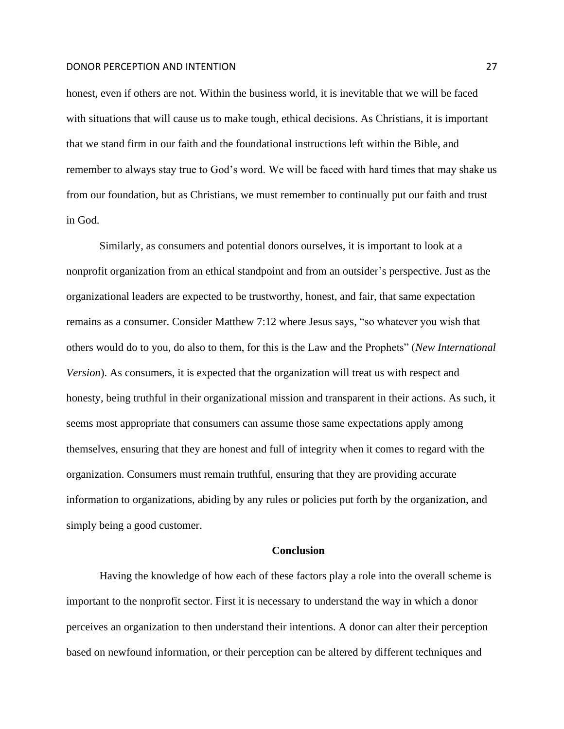honest, even if others are not. Within the business world, it is inevitable that we will be faced with situations that will cause us to make tough, ethical decisions. As Christians, it is important that we stand firm in our faith and the foundational instructions left within the Bible, and remember to always stay true to God's word. We will be faced with hard times that may shake us from our foundation, but as Christians, we must remember to continually put our faith and trust in God.

Similarly, as consumers and potential donors ourselves, it is important to look at a nonprofit organization from an ethical standpoint and from an outsider's perspective. Just as the organizational leaders are expected to be trustworthy, honest, and fair, that same expectation remains as a consumer. Consider Matthew 7:12 where Jesus says, "so whatever you wish that others would do to you, do also to them, for this is the Law and the Prophets" (*New International Version*). As consumers, it is expected that the organization will treat us with respect and honesty, being truthful in their organizational mission and transparent in their actions. As such, it seems most appropriate that consumers can assume those same expectations apply among themselves, ensuring that they are honest and full of integrity when it comes to regard with the organization. Consumers must remain truthful, ensuring that they are providing accurate information to organizations, abiding by any rules or policies put forth by the organization, and simply being a good customer.

## Conclusion

Having the knowledge of how each of these factors play a role into the overall scheme is important to the nonprofit sector. First it is necessary to understand the way in which a donor perceives an organization to then understand their intentions. A donor can alter their perception based on newfound information, or their perception can be altered by different techniques and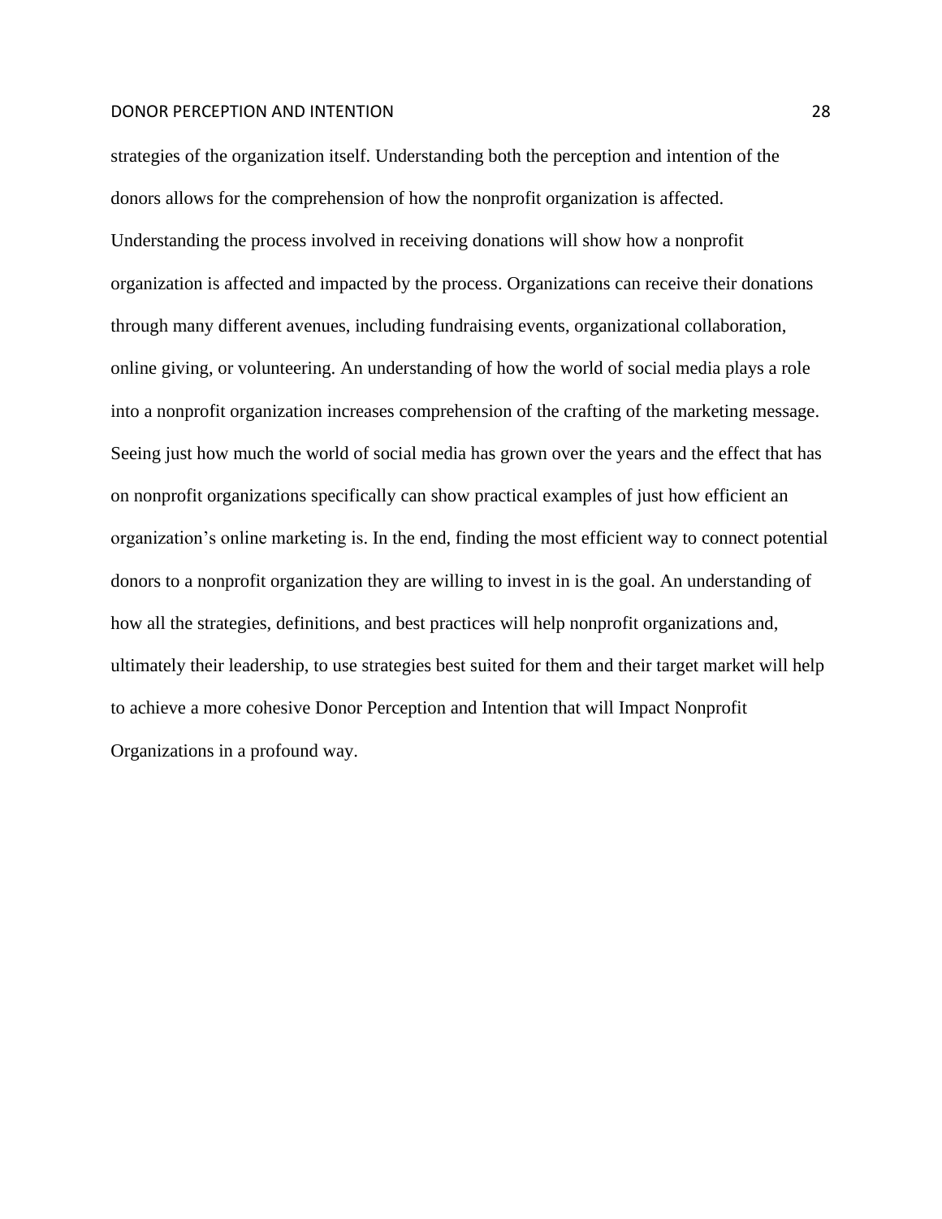strategies of the organization itself. Understanding both the perception and intention of the donors allows for the comprehension of how the nonprofit organization is affected. Understanding the process involved in receiving donations will show how a nonprofit organization is affected and impacted by the process. Organizations can receive their donations through many different avenues, including fundraising events, organizational collaboration, online giving, or volunteering. An understanding of how the world of social media plays a role into a nonprofit organization increases comprehension of the crafting of the marketing message. Seeing just how much the world of social media has grown over the years and the effect that has on nonprofit organizations specifically can show practical examples of just how efficient an organization's online marketing is. In the end, finding the most efficient way to connect potential donors to a nonprofit organization they are willing to invest in is the goal. An understanding of how all the strategies, definitions, and best practices will help nonprofit organizations and, ultimately their leadership, to use strategies best suited for them and their target market will help to achieve a more cohesive Donor Perception and Intention that will Impact Nonprofit Organizations in a profound way.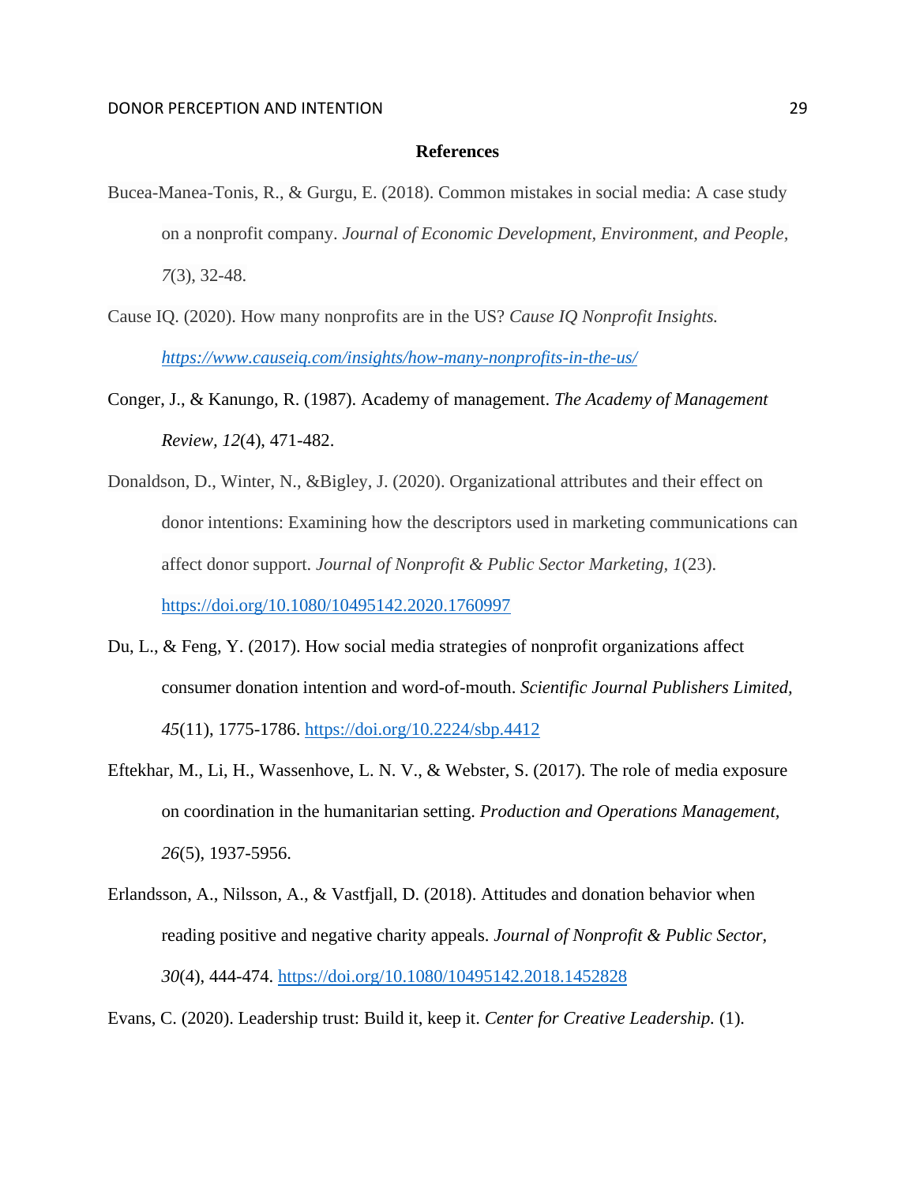## References

Bucea-Manea-Tonis, R., & Gurgu, E. (2018). Common mistakes in social media: A case study on a nonprofit company. *Journal of Economic Development, Environment, and People, 7*(3), 32-48.

Cause IQ. (2020). How many nonprofits are in the US? *Cause IQ Nonprofit Insights. https://www.causeiq.com/insights/how-many-nonprofits-in-the-us/*

Conger, J., & Kanungo, R. (1987). Academy of management. *The Academy of Management Review, 12*(4), 471-482.

Donaldson, D., Winter, N., &Bigley, J. (2020). Organizational attributes and their effect on donor intentions: Examining how the descriptors used in marketing communications can affect donor support. *Journal of Nonprofit & Public Sector Marketing, 1*(23). https://doi.org/10.1080/10495142.2020.1760997

Du, L., & Feng, Y. (2017). How social media strategies of nonprofit organizations affect consumer donation intention and word-of-mouth. *Scientific Journal Publishers Limited, 45*(11), 1775-1786. https://doi.org/10.2224/sbp.4412

Eftekhar, M., Li, H., Wassenhove, L. N. V., & Webster, S. (2017). The role of media exposure on coordination in the humanitarian setting. *Production and Operations Management, 26*(5), 1937-5956.

Erlandsson, A., Nilsson, A., & Vastfjall, D. (2018). Attitudes and donation behavior when reading positive and negative charity appeals. *Journal of Nonprofit & Public Sector, 30*(4), 444-474. https://doi.org/10.1080/10495142.2018.1452828

Evans, C. (2020). Leadership trust: Build it, keep it. *Center for Creative Leadership.* (1).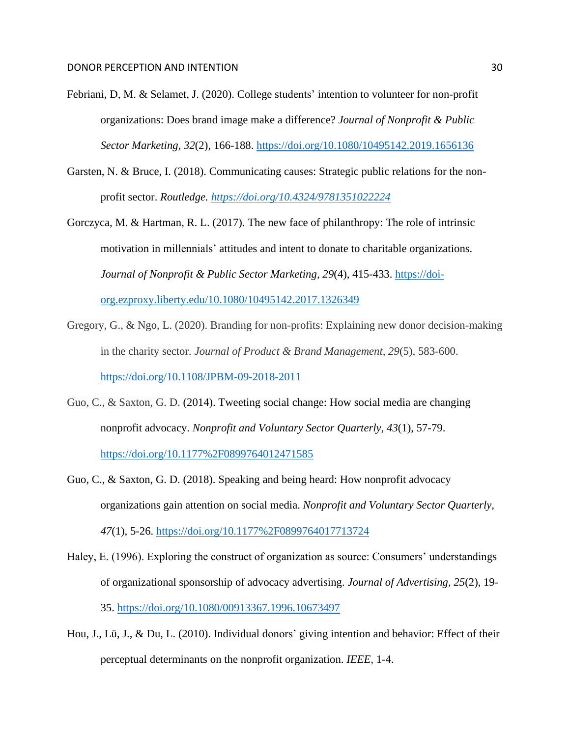Febriani, D, M. & Selamet, J. (2020). College students' intention to volunteer for non-profit organizations: Does brand image make a difference? *Journal of Nonprofit & Public Sector Marketing, 32*(2), 166-188. https://doi.org/10.1080/10495142.2019.1656136

Garsten, N. & Bruce, I. (2018). Communicating causes: Strategic public relations for the non-profit sector. *Routledge. https://doi.org/10.4324/9781351022224*

Gorczyca, M. & Hartman, R. L. (2017). The new face of philanthropy: The role of intrinsic motivation in millennials' attitudes and intent to donate to charitable organizations. *Journal of Nonprofit & Public Sector Marketing, 29*(4), 415-433. https://doi-org.ezproxy.liberty.edu/10.1080/10495142.2017.1326349

Gregory, G., & Ngo, L. (2020). Branding for non-profits: Explaining new donor decision-making in the charity sector. *Journal of Product & Brand Management, 29*(5), 583-600. https://doi.org/10.1108/JPBM-09-2018-2011

Guo, C., & Saxton, G. D. (2014). Tweeting social change: How social media are changing nonprofit advocacy. *Nonprofit and Voluntary Sector Quarterly, 43*(1), 57-79. https://doi.org/10.1177%2F0899764012471585

Guo, C., & Saxton, G. D. (2018). Speaking and being heard: How nonprofit advocacy organizations gain attention on social media. *Nonprofit and Voluntary Sector Quarterly, 47*(1), 5-26. https://doi.org/10.1177%2F0899764017713724

Haley, E. (1996). Exploring the construct of organization as source: Consumers' understandings of organizational sponsorship of advocacy advertising. *Journal of Advertising, 25*(2), 19-35. https://doi.org/10.1080/00913367.1996.10673497

Hou, J., Lü, J., & Du, L. (2010). Individual donors' giving intention and behavior: Effect of their perceptual determinants on the nonprofit organization. *IEEE,* 1-4.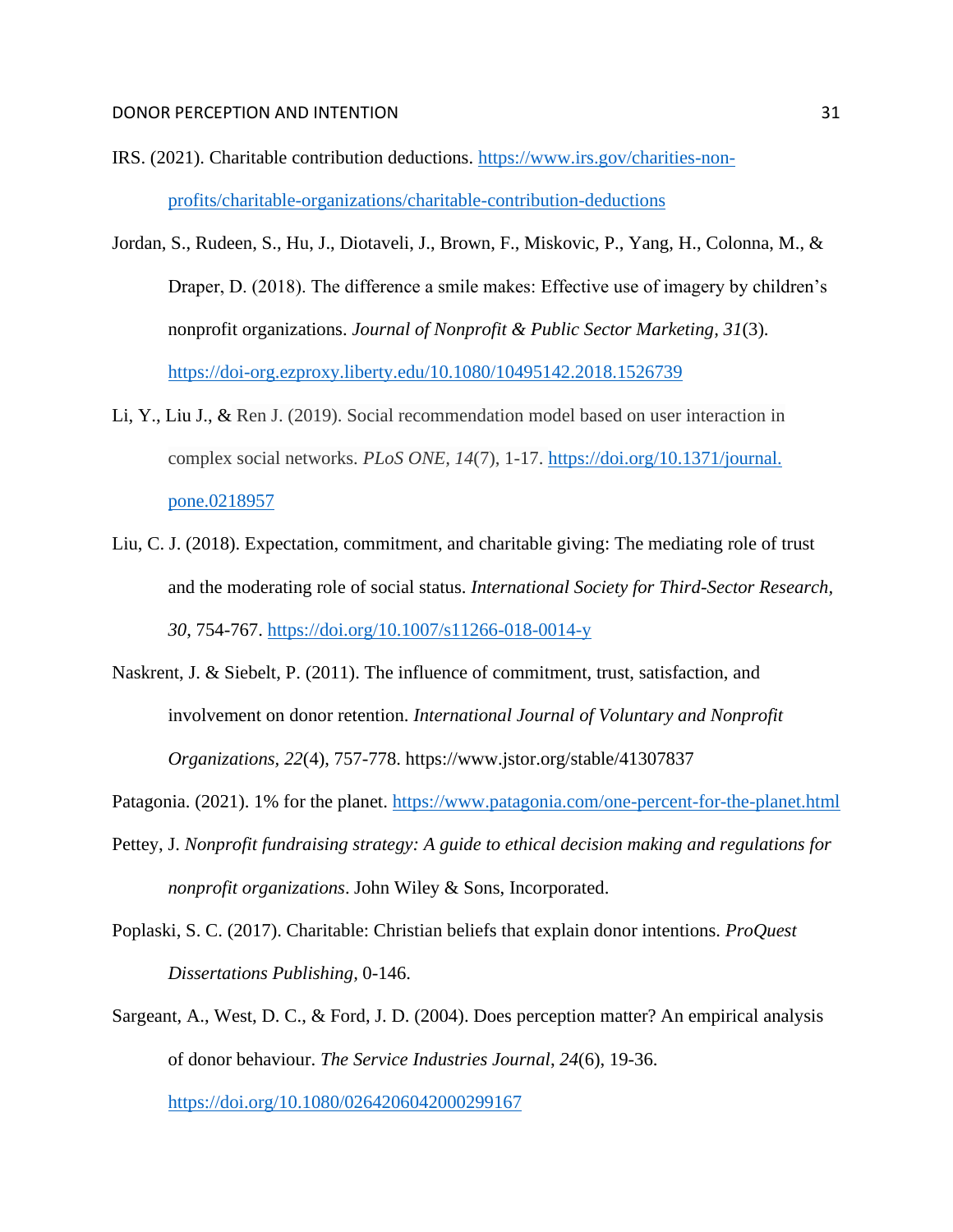IRS. (2021). Charitable contribution deductions. https://www.irs.gov/charities-non-profits/charitable-organizations/charitable-contribution-deductions

Jordan, S., Rudeen, S., Hu, J., Diotaveli, J., Brown, F., Miskovic, P., Yang, H., Colonna, M., & Draper, D. (2018). The difference a smile makes: Effective use of imagery by children's nonprofit organizations. *Journal of Nonprofit & Public Sector Marketing, 31*(3). https://doi-org.ezproxy.liberty.edu/10.1080/10495142.2018.1526739

Li, Y., Liu J., & Ren J. (2019). Social recommendation model based on user interaction in complex social networks. *PLoS ONE, 14*(7), 1-17. https://doi.org/10.1371/journal.pone.0218957

Liu, C. J. (2018). Expectation, commitment, and charitable giving: The mediating role of trust and the moderating role of social status. *International Society for Third-Sector Research, 30*, 754-767. https://doi.org/10.1007/s11266-018-0014-y

Naskrent, J. & Siebelt, P. (2011). The influence of commitment, trust, satisfaction, and involvement on donor retention. *International Journal of Voluntary and Nonprofit Organizations, 22*(4), 757-778. https://www.jstor.org/stable/41307837

Patagonia. (2021). 1% for the planet. https://www.patagonia.com/one-percent-for-the-planet.html

Pettey, J. *Nonprofit fundraising strategy: A guide to ethical decision making and regulations for nonprofit organizations*. John Wiley & Sons, Incorporated.

Poplaski, S. C. (2017). Charitable: Christian beliefs that explain donor intentions. *ProQuest Dissertations Publishing*, 0-146.

Sargeant, A., West, D. C., & Ford, J. D. (2004). Does perception matter? An empirical analysis of donor behaviour. *The Service Industries Journal, 24*(6), 19-36. https://doi.org/10.1080/0264206042000299167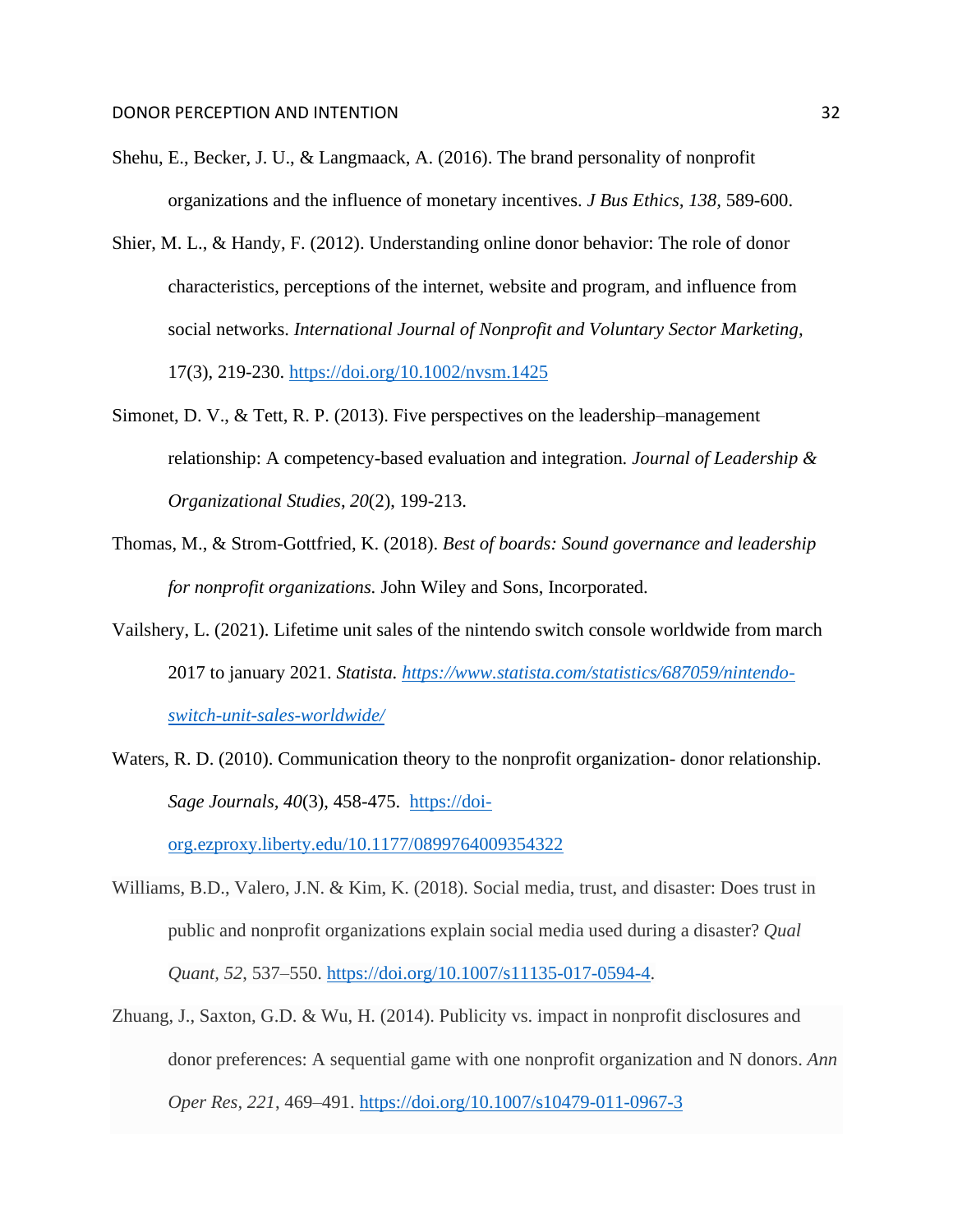Shehu, E., Becker, J. U., & Langmaack, A. (2016). The brand personality of nonprofit organizations and the influence of monetary incentives. *J Bus Ethics*, *138*, 589-600.

Shier, M. L., & Handy, F. (2012). Understanding online donor behavior: The role of donor characteristics, perceptions of the internet, website and program, and influence from social networks. *International Journal of Nonprofit and Voluntary Sector Marketing,* 17(3), 219-230. https://doi.org/10.1002/nvsm.1425

Simonet, D. V., & Tett, R. P. (2013). Five perspectives on the leadership–management relationship: A competency-based evaluation and integration. *Journal of Leadership & Organizational Studies*, *20*(2), 199-213.

Thomas, M., & Strom-Gottfried, K. (2018). *Best of boards: Sound governance and leadership for nonprofit organizations.* John Wiley and Sons, Incorporated.

Vailshery, L. (2021). Lifetime unit sales of the nintendo switch console worldwide from march 2017 to january 2021. *Statista. https://www.statista.com/statistics/687059/nintendo-switch-unit-sales-worldwide/*

Waters, R. D. (2010). Communication theory to the nonprofit organization- donor relationship. *Sage Journals, 40*(3), 458-475. https://doi-org.ezproxy.liberty.edu/10.1177/0899764009354322

Williams, B.D., Valero, J.N. & Kim, K. (2018). Social media, trust, and disaster: Does trust in public and nonprofit organizations explain social media used during a disaster? *Qual Quant, 52*, 537–550. https://doi.org/10.1007/s11135-017-0594-4.

Zhuang, J., Saxton, G.D. & Wu, H. (2014). Publicity vs. impact in nonprofit disclosures and donor preferences: A sequential game with one nonprofit organization and N donors. *Ann Oper Res, 221*, 469–491. https://doi.org/10.1007/s10479-011-0967-3